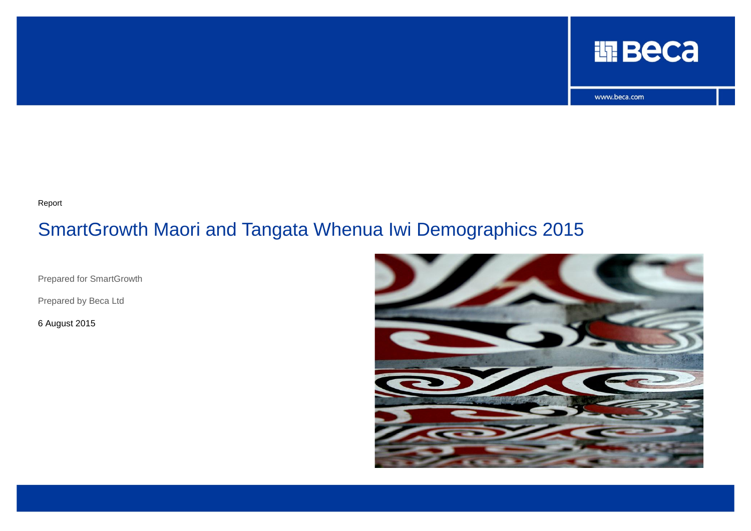Beca

www.beca.com

Report

# SmartGrowth Maori and Tangata Whenua Iwi Demographics 2015

Prepared for SmartGrowth

Prepared by Beca Ltd

6 August 2015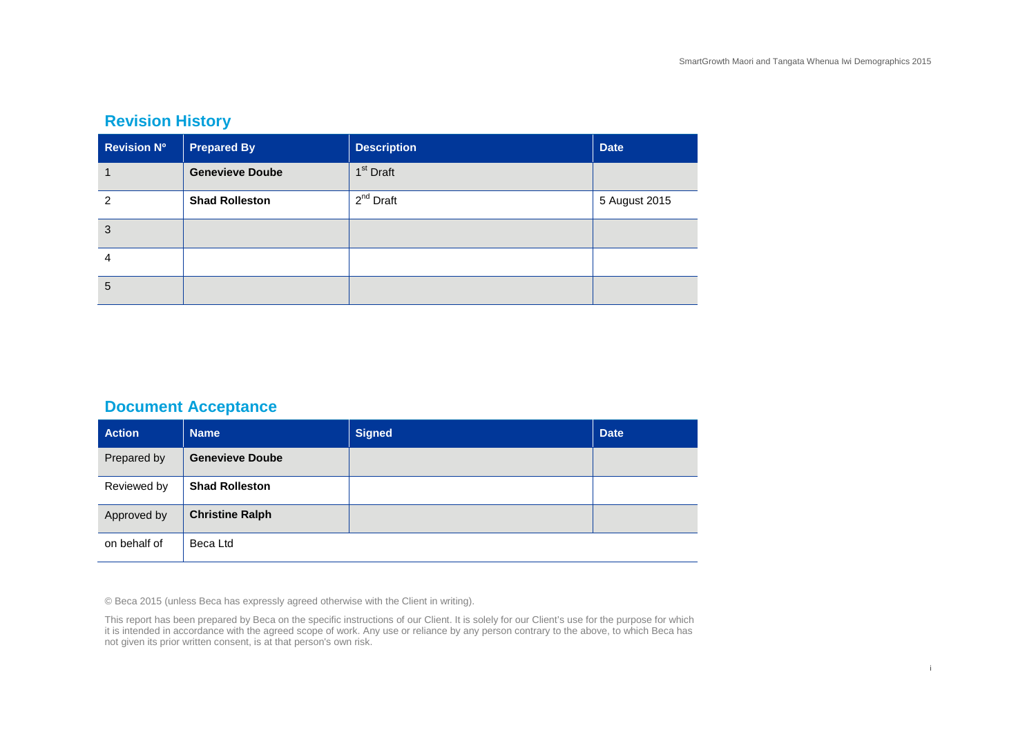## Revision History

| Revision Nº | Prepared By | Description | Date |
|---|---|---|---|
| 1 | **Genevieve Doube** | 1st Draft | |
| 2 | **Shad Rolleston** | 2nd Draft | 5 August 2015 |
| 3 | | | |
| 4 | | | |
| 5 | | | |

## Document Acceptance

| Action | Name | Signed | Date |
|---|---|---|---|
| Prepared by | **Genevieve Doube** | | |
| Reviewed by | **Shad Rolleston** | | |
| Approved by | **Christine Ralph** | | |
| on behalf of | Beca Ltd | | |

© Beca 2015 (unless Beca has expressly agreed otherwise with the Client in writing).

This report has been prepared by Beca on the specific instructions of our Client. It is solely for our Client's use for the purpose for which it is intended in accordance with the agreed scope of work. Any use or reliance by any person contrary to the above, to which Beca has not given its prior written consent, is at that person's own risk.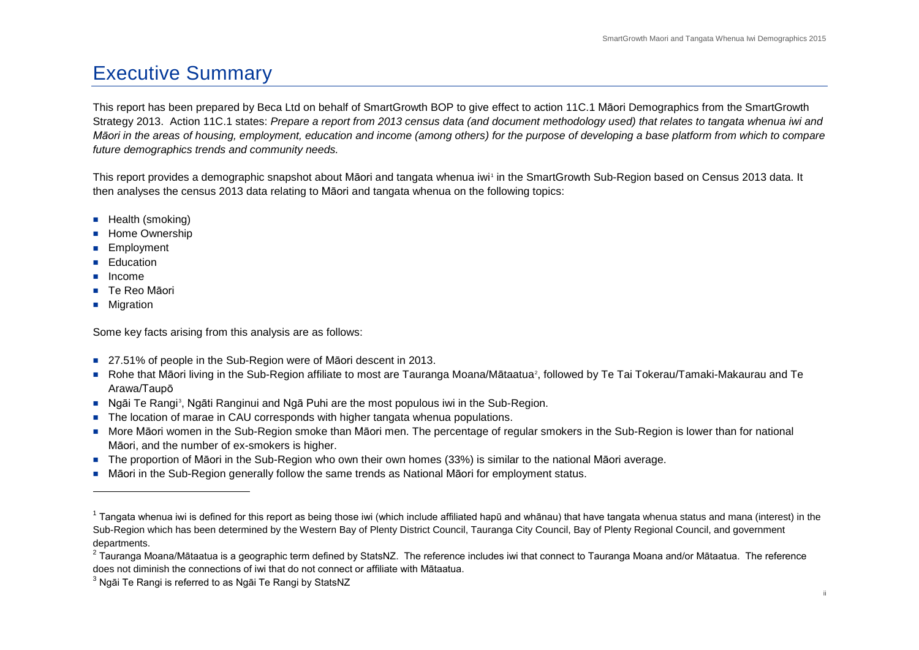# Executive Summary

This report has been prepared by Beca Ltd on behalf of SmartGrowth BOP to give effect to action 11C.1 Māori Demographics from the SmartGrowth Strategy 2013. Action 11C.1 states: *Prepare a report from 2013 census data (and document methodology used) that relates to tangata whenua iwi and Māori in the areas of housing, employment, education and income (among others) for the purpose of developing a base platform from which to compare future demographics trends and community needs.*

This report provides a demographic snapshot about Māori and tangata whenua iwi[1] in the SmartGrowth Sub-Region based on Census 2013 data. It then analyses the census 2013 data relating to Māori and tangata whenua on the following topics:

- Health (smoking)
- Home Ownership
- Employment
- Education
- Income
- Te Reo Māori
- Migration

Some key facts arising from this analysis are as follows:

- 27.51% of people in the Sub-Region were of Māori descent in 2013.
- Rohe that Māori living in the Sub-Region affiliate to most are Tauranga Moana/Mātaatua[2], followed by Te Tai Tokerau/Tamaki-Makaurau and Te Arawa/Taupō
- Ngāi Te Rangi[3], Ngāti Ranginui and Ngā Puhi are the most populous iwi in the Sub-Region.
- The location of marae in CAU corresponds with higher tangata whenua populations.
- More Māori women in the Sub-Region smoke than Māori men. The percentage of regular smokers in the Sub-Region is lower than for national Māori, and the number of ex-smokers is higher.
- The proportion of Māori in the Sub-Region who own their own homes (33%) is similar to the national Māori average.
- Māori in the Sub-Region generally follow the same trends as National Māori for employment status.

---

[1] Tangata whenua iwi is defined for this report as being those iwi (which include affiliated hapū and whānau) that have tangata whenua status and mana (interest) in the Sub-Region which has been determined by the Western Bay of Plenty District Council, Tauranga City Council, Bay of Plenty Regional Council, and government departments.

[2] Tauranga Moana/Mātaatua is a geographic term defined by StatsNZ. The reference includes iwi that connect to Tauranga Moana and/or Mātaatua. The reference does not diminish the connections of iwi that do not connect or affiliate with Mātaatua.

[3] Ngāi Te Rangi is referred to as Ngāi Te Rangi by StatsNZ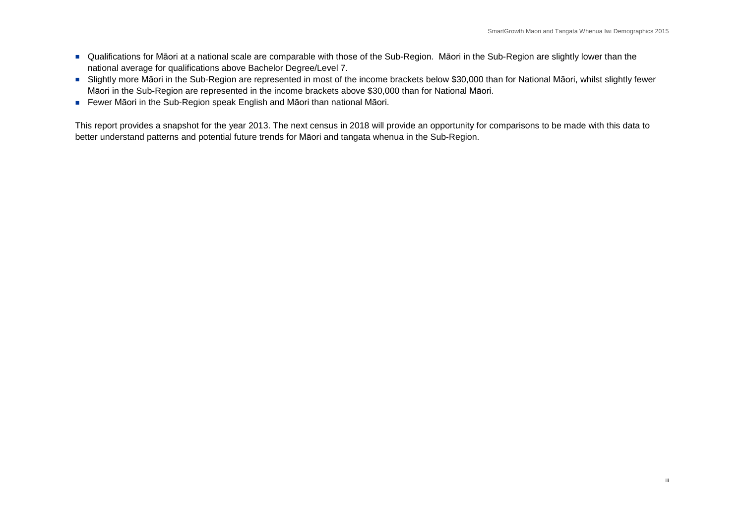- Qualifications for Māori at a national scale are comparable with those of the Sub-Region. Māori in the Sub-Region are slightly lower than the national average for qualifications above Bachelor Degree/Level 7.
- Slightly more Māori in the Sub-Region are represented in most of the income brackets below $30,000 than for National Māori, whilst slightly fewer Māori in the Sub-Region are represented in the income brackets above $30,000 than for National Māori.
- Fewer Māori in the Sub-Region speak English and Māori than national Māori.

This report provides a snapshot for the year 2013. The next census in 2018 will provide an opportunity for comparisons to be made with this data to better understand patterns and potential future trends for Māori and tangata whenua in the Sub-Region.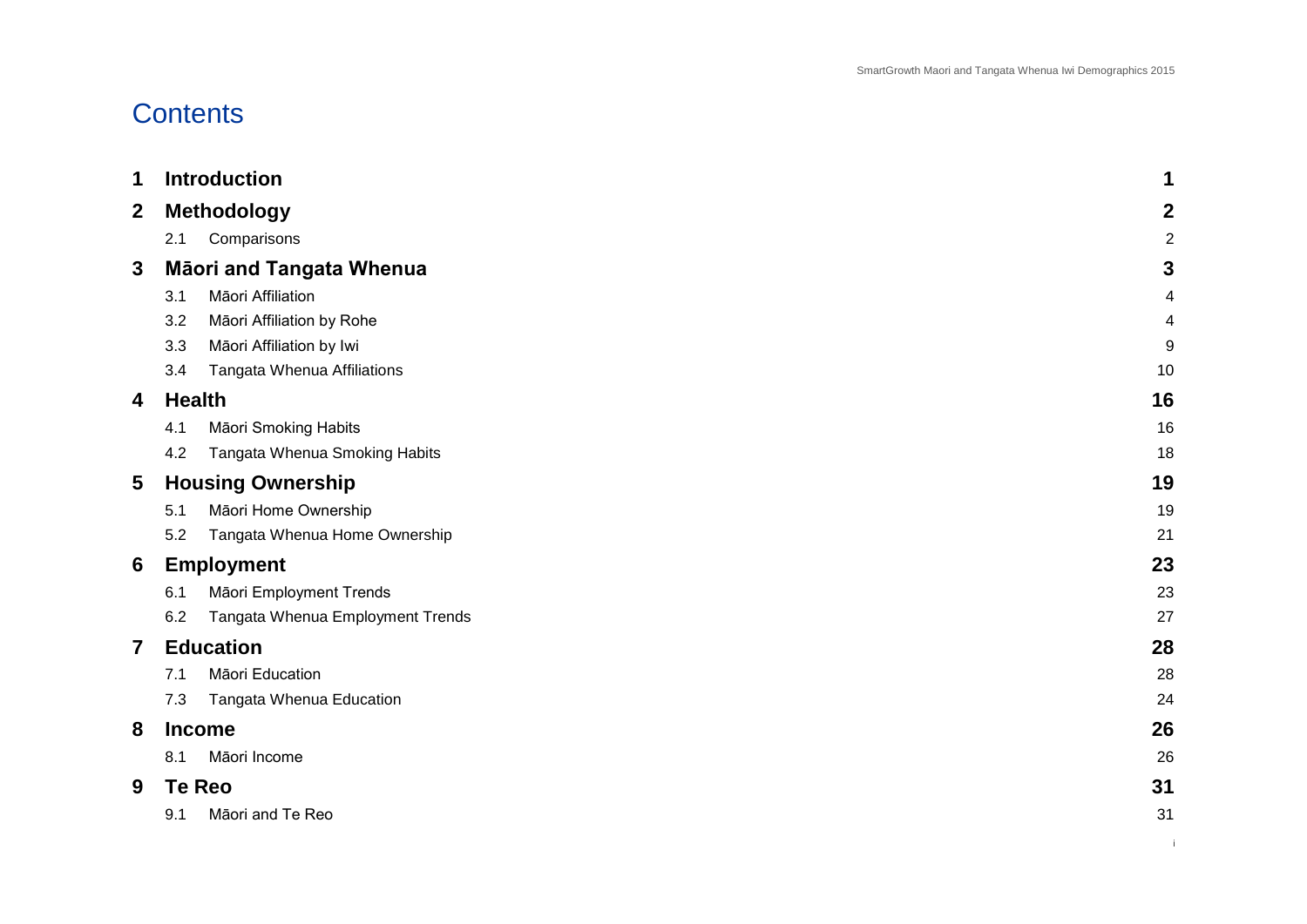# Contents

| | | |
|---|---|---|
| **1** | **Introduction** | **1** |
| **2** | **Methodology** | **2** |
| 2.1 | Comparisons | 2 |
| **3** | **Māori and Tangata Whenua** | **3** |
| 3.1 | Māori Affiliation | 4 |
| 3.2 | Māori Affiliation by Rohe | 4 |
| 3.3 | Māori Affiliation by Iwi | 9 |
| 3.4 | Tangata Whenua Affiliations | 10 |
| **4** | **Health** | **16** |
| 4.1 | Māori Smoking Habits | 16 |
| 4.2 | Tangata Whenua Smoking Habits | 18 |
| **5** | **Housing Ownership** | **19** |
| 5.1 | Māori Home Ownership | 19 |
| 5.2 | Tangata Whenua Home Ownership | 21 |
| **6** | **Employment** | **23** |
| 6.1 | Māori Employment Trends | 23 |
| 6.2 | Tangata Whenua Employment Trends | 27 |
| **7** | **Education** | **28** |
| 7.1 | Māori Education | 28 |
| 7.3 | Tangata Whenua Education | 24 |
| **8** | **Income** | **26** |
| 8.1 | Māori Income | 26 |
| **9** | **Te Reo** | **31** |
| 9.1 | Māori and Te Reo | 31 |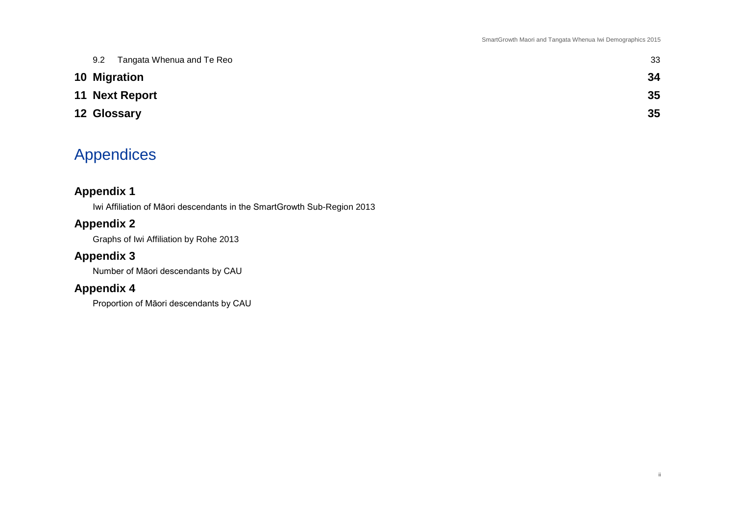9.2 Tangata Whenua and Te Reo 33

**10 Migration 34**

**11 Next Report 35**

**12 Glossary 35**

# Appendices

## Appendix 1

Iwi Affiliation of Māori descendants in the SmartGrowth Sub-Region 2013

## Appendix 2

Graphs of Iwi Affiliation by Rohe 2013

## Appendix 3

Number of Māori descendants by CAU

## Appendix 4

Proportion of Māori descendants by CAU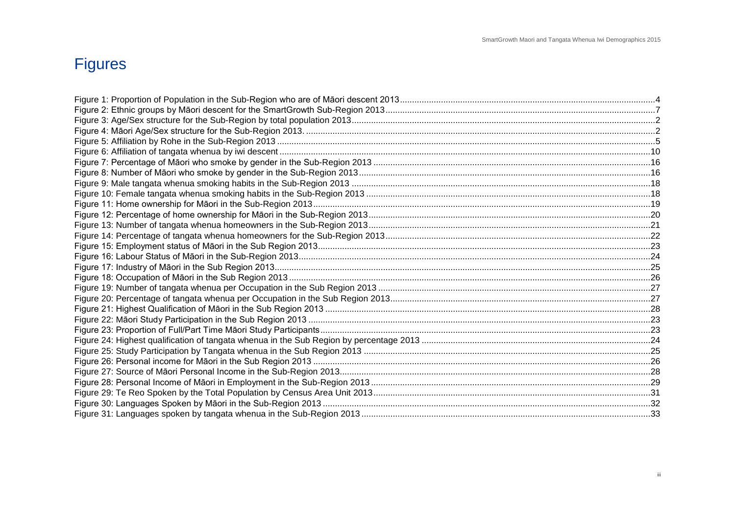# Figures

Figure 1: Proportion of Population in the Sub-Region who are of Māori descent 2013........4
Figure 2: Ethnic groups by Māori descent for the SmartGrowth Sub-Region 2013........7
Figure 3: Age/Sex structure for the Sub-Region by total population 2013........2
Figure 4: Māori Age/Sex structure for the Sub-Region 2013. ........2
Figure 5: Affiliation by Rohe in the Sub-Region 2013........5
Figure 6: Affiliation of tangata whenua by iwi descent........10
Figure 7: Percentage of Māori who smoke by gender in the Sub-Region 2013........16
Figure 8: Number of Māori who smoke by gender in the Sub-Region 2013........16
Figure 9: Male tangata whenua smoking habits in the Sub-Region 2013........18
Figure 10: Female tangata whenua smoking habits in the Sub-Region 2013........18
Figure 11: Home ownership for Māori in the Sub-Region 2013........19
Figure 12: Percentage of home ownership for Māori in the Sub-Region 2013........20
Figure 13: Number of tangata whenua homeowners in the Sub-Region 2013........21
Figure 14: Percentage of tangata whenua homeowners for the Sub-Region 2013........22
Figure 15: Employment status of Māori in the Sub Region 2013........23
Figure 16: Labour Status of Māori in the Sub-Region 2013........24
Figure 17: Industry of Māori in the Sub Region 2013........25
Figure 18: Occupation of Māori in the Sub Region 2013........26
Figure 19: Number of tangata whenua per Occupation in the Sub Region 2013........27
Figure 20: Percentage of tangata whenua per Occupation in the Sub Region 2013........27
Figure 21: Highest Qualification of Māori in the Sub Region 2013........28
Figure 22: Māori Study Participation in the Sub Region 2013........23
Figure 23: Proportion of Full/Part Time Māori Study Participants........23
Figure 24: Highest qualification of tangata whenua in the Sub Region by percentage 2013........24
Figure 25: Study Participation by Tangata whenua in the Sub Region 2013........25
Figure 26: Personal income for Māori in the Sub Region 2013........26
Figure 27: Source of Māori Personal Income in the Sub-Region 2013........28
Figure 28: Personal Income of Māori in Employment in the Sub-Region 2013........29
Figure 29: Te Reo Spoken by the Total Population by Census Area Unit 2013........31
Figure 30: Languages Spoken by Māori in the Sub-Region 2013........32
Figure 31: Languages spoken by tangata whenua in the Sub-Region 2013........33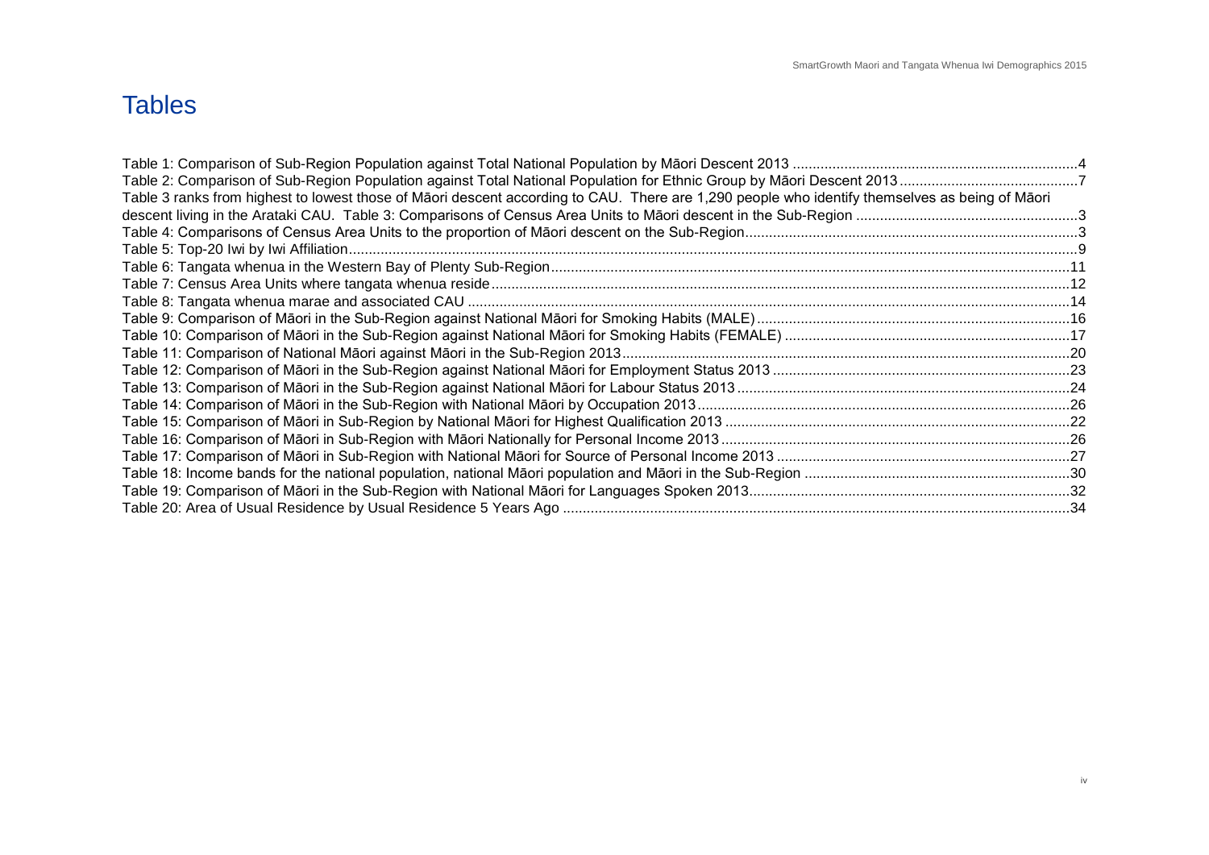# Tables

Table 1: Comparison of Sub-Region Population against Total National Population by Māori Descent 2013 ........................................................................4
Table 2: Comparison of Sub-Region Population against Total National Population for Ethnic Group by Māori Descent 2013 ............................................7
Table 3 ranks from highest to lowest those of Māori descent according to CAU. There are 1,290 people who identify themselves as being of Māori descent living in the Arataki CAU. Table 3: Comparisons of Census Area Units to Māori descent in the Sub-Region .......................................................3
Table 4: Comparisons of Census Area Units to the proportion of Māori descent on the Sub-Region...................................................................................3
Table 5: Top-20 Iwi by Iwi Affiliation..........................................................................................................................................................................9
Table 6: Tangata whenua in the Western Bay of Plenty Sub-Region..................................................................................................................11
Table 7: Census Area Units where tangata whenua reside................................................................................................................................12
Table 8: Tangata whenua marae and associated CAU ......................................................................................................................................14
Table 9: Comparison of Māori in the Sub-Region against National Māori for Smoking Habits (MALE)...............................................................16
Table 10: Comparison of Māori in the Sub-Region against National Māori for Smoking Habits (FEMALE) ........................................................17
Table 11: Comparison of National Māori against Māori in the Sub-Region 2013.................................................................................................20
Table 12: Comparison of Māori in the Sub-Region against National Māori for Employment Status 2013 ...........................................................23
Table 13: Comparison of Māori in the Sub-Region against National Māori for Labour Status 2013...................................................................24
Table 14: Comparison of Māori in the Sub-Region with National Māori by Occupation 2013.............................................................................26
Table 15: Comparison of Māori in Sub-Region by National Māori for Highest Qualification 2013 .......................................................................22
Table 16: Comparison of Māori in Sub-Region with Māori Nationally for Personal Income 2013.......................................................................26
Table 17: Comparison of Māori in Sub-Region with National Māori for Source of Personal Income 2013 ..........................................................27
Table 18: Income bands for the national population, national Māori population and Māori in the Sub-Region ..................................................30
Table 19: Comparison of Māori in the Sub-Region with National Māori for Languages Spoken 2013.................................................................32
Table 20: Area of Usual Residence by Usual Residence 5 Years Ago ...............................................................................................................34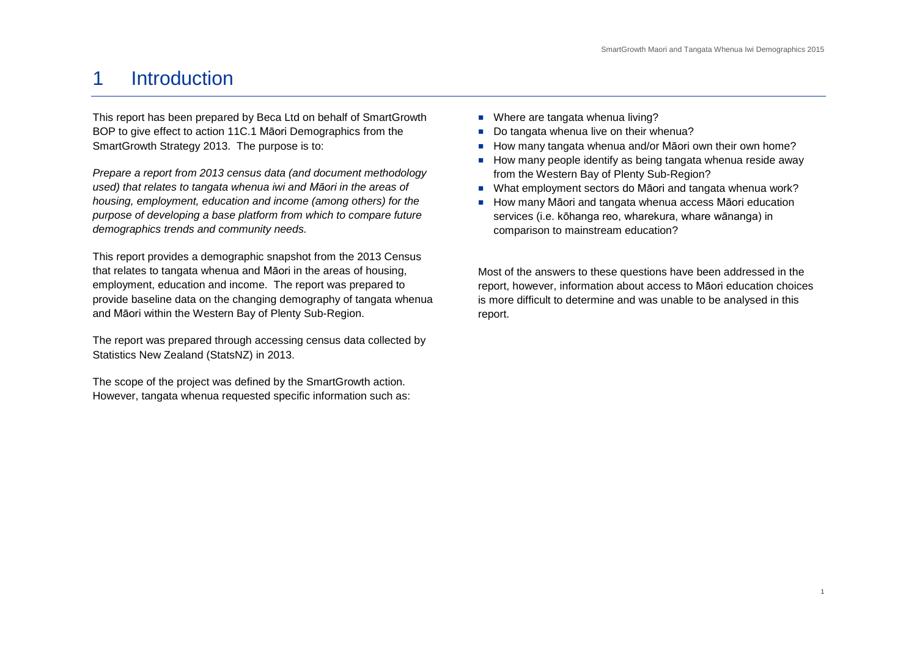# 1 Introduction

This report has been prepared by Beca Ltd on behalf of SmartGrowth BOP to give effect to action 11C.1 Māori Demographics from the SmartGrowth Strategy 2013. The purpose is to:

*Prepare a report from 2013 census data (and document methodology used) that relates to tangata whenua iwi and Māori in the areas of housing, employment, education and income (among others) for the purpose of developing a base platform from which to compare future demographics trends and community needs.*

This report provides a demographic snapshot from the 2013 Census that relates to tangata whenua and Māori in the areas of housing, employment, education and income. The report was prepared to provide baseline data on the changing demography of tangata whenua and Māori within the Western Bay of Plenty Sub-Region.

The report was prepared through accessing census data collected by Statistics New Zealand (StatsNZ) in 2013.

The scope of the project was defined by the SmartGrowth action. However, tangata whenua requested specific information such as:

- Where are tangata whenua living?
- Do tangata whenua live on their whenua?
- How many tangata whenua and/or Māori own their own home?
- How many people identify as being tangata whenua reside away from the Western Bay of Plenty Sub-Region?
- What employment sectors do Māori and tangata whenua work?
- How many Māori and tangata whenua access Māori education services (i.e. kōhanga reo, wharekura, whare wānanga) in comparison to mainstream education?

Most of the answers to these questions have been addressed in the report, however, information about access to Māori education choices is more difficult to determine and was unable to be analysed in this report.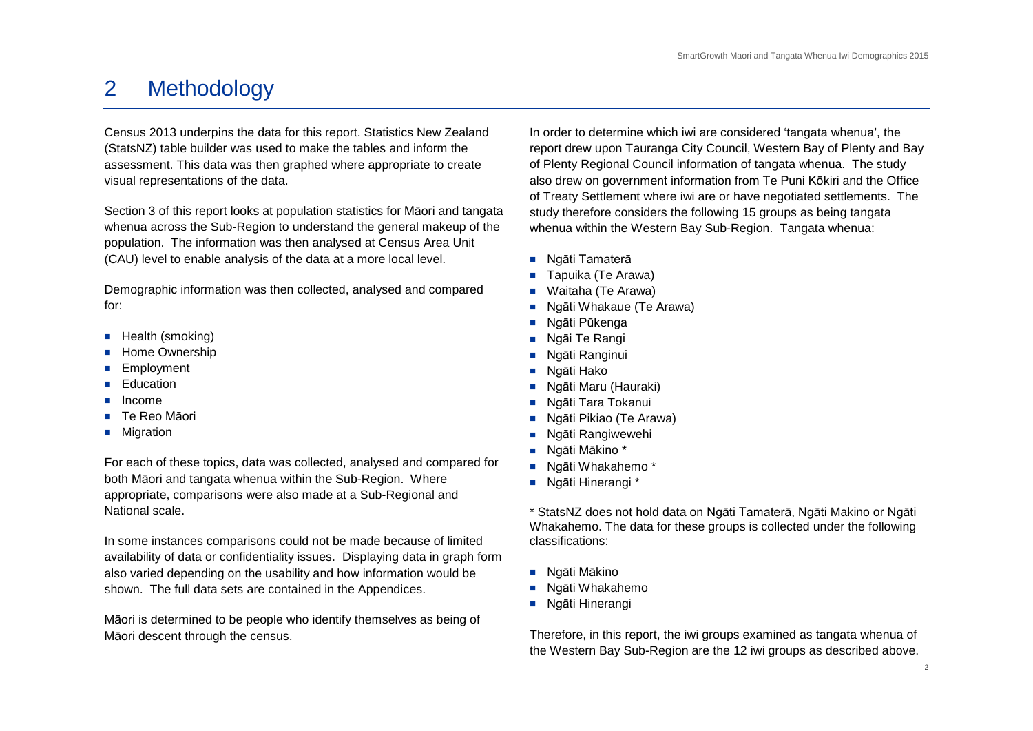# 2 Methodology

Census 2013 underpins the data for this report. Statistics New Zealand (StatsNZ) table builder was used to make the tables and inform the assessment. This data was then graphed where appropriate to create visual representations of the data.

Section 3 of this report looks at population statistics for Māori and tangata whenua across the Sub-Region to understand the general makeup of the population. The information was then analysed at Census Area Unit (CAU) level to enable analysis of the data at a more local level.

Demographic information was then collected, analysed and compared for:

- Health (smoking)
- Home Ownership
- Employment
- Education
- Income
- Te Reo Māori
- Migration

For each of these topics, data was collected, analysed and compared for both Māori and tangata whenua within the Sub-Region. Where appropriate, comparisons were also made at a Sub-Regional and National scale.

In some instances comparisons could not be made because of limited availability of data or confidentiality issues. Displaying data in graph form also varied depending on the usability and how information would be shown. The full data sets are contained in the Appendices.

Māori is determined to be people who identify themselves as being of Māori descent through the census.

In order to determine which iwi are considered 'tangata whenua', the report drew upon Tauranga City Council, Western Bay of Plenty and Bay of Plenty Regional Council information of tangata whenua. The study also drew on government information from Te Puni Kōkiri and the Office of Treaty Settlement where iwi are or have negotiated settlements. The study therefore considers the following 15 groups as being tangata whenua within the Western Bay Sub-Region. Tangata whenua:

- Ngāti Tamaterā
- Tapuika (Te Arawa)
- Waitaha (Te Arawa)
- Ngāti Whakaue (Te Arawa)
- Ngāti Pūkenga
- Ngāi Te Rangi
- Ngāti Ranginui
- Ngāti Hako
- Ngāti Maru (Hauraki)
- Ngāti Tara Tokanui
- Ngāti Pikiao (Te Arawa)
- Ngāti Rangiwewehi
- Ngāti Mākino *
- Ngāti Whakahemo *
- Ngāti Hinerangi *

* StatsNZ does not hold data on Ngāti Tamaterā, Ngāti Makino or Ngāti Whakahemo. The data for these groups is collected under the following classifications:

- Ngāti Mākino
- Ngāti Whakahemo
- Ngāti Hinerangi

Therefore, in this report, the iwi groups examined as tangata whenua of the Western Bay Sub-Region are the 12 iwi groups as described above.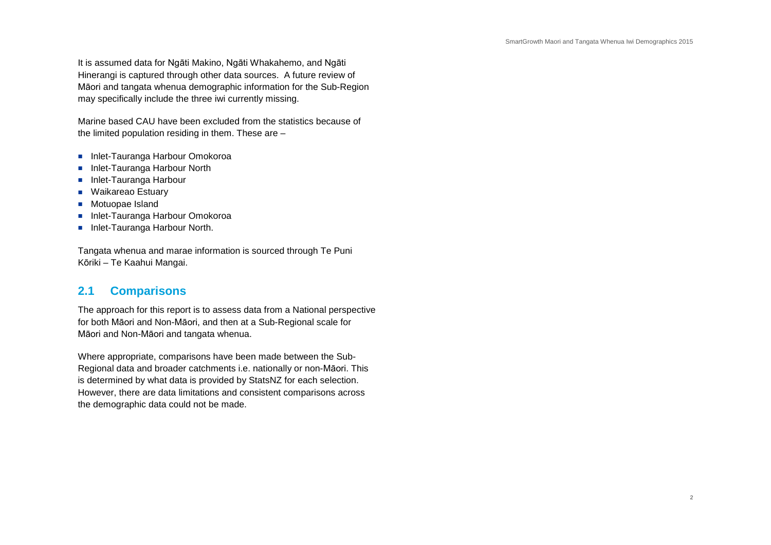It is assumed data for Ngāti Makino, Ngāti Whakahemo, and Ngāti Hinerangi is captured through other data sources. A future review of Māori and tangata whenua demographic information for the Sub-Region may specifically include the three iwi currently missing.

Marine based CAU have been excluded from the statistics because of the limited population residing in them. These are –

- Inlet-Tauranga Harbour Omokoroa
- Inlet-Tauranga Harbour North
- Inlet-Tauranga Harbour
- Waikareao Estuary
- Motuopae Island
- Inlet-Tauranga Harbour Omokoroa
- Inlet-Tauranga Harbour North.

Tangata whenua and marae information is sourced through Te Puni Kōriki – Te Kaahui Mangai.

## 2.1 Comparisons

The approach for this report is to assess data from a National perspective for both Māori and Non-Māori, and then at a Sub-Regional scale for Māori and Non-Māori and tangata whenua.

Where appropriate, comparisons have been made between the Sub-Regional data and broader catchments i.e. nationally or non-Māori. This is determined by what data is provided by StatsNZ for each selection. However, there are data limitations and consistent comparisons across the demographic data could not be made.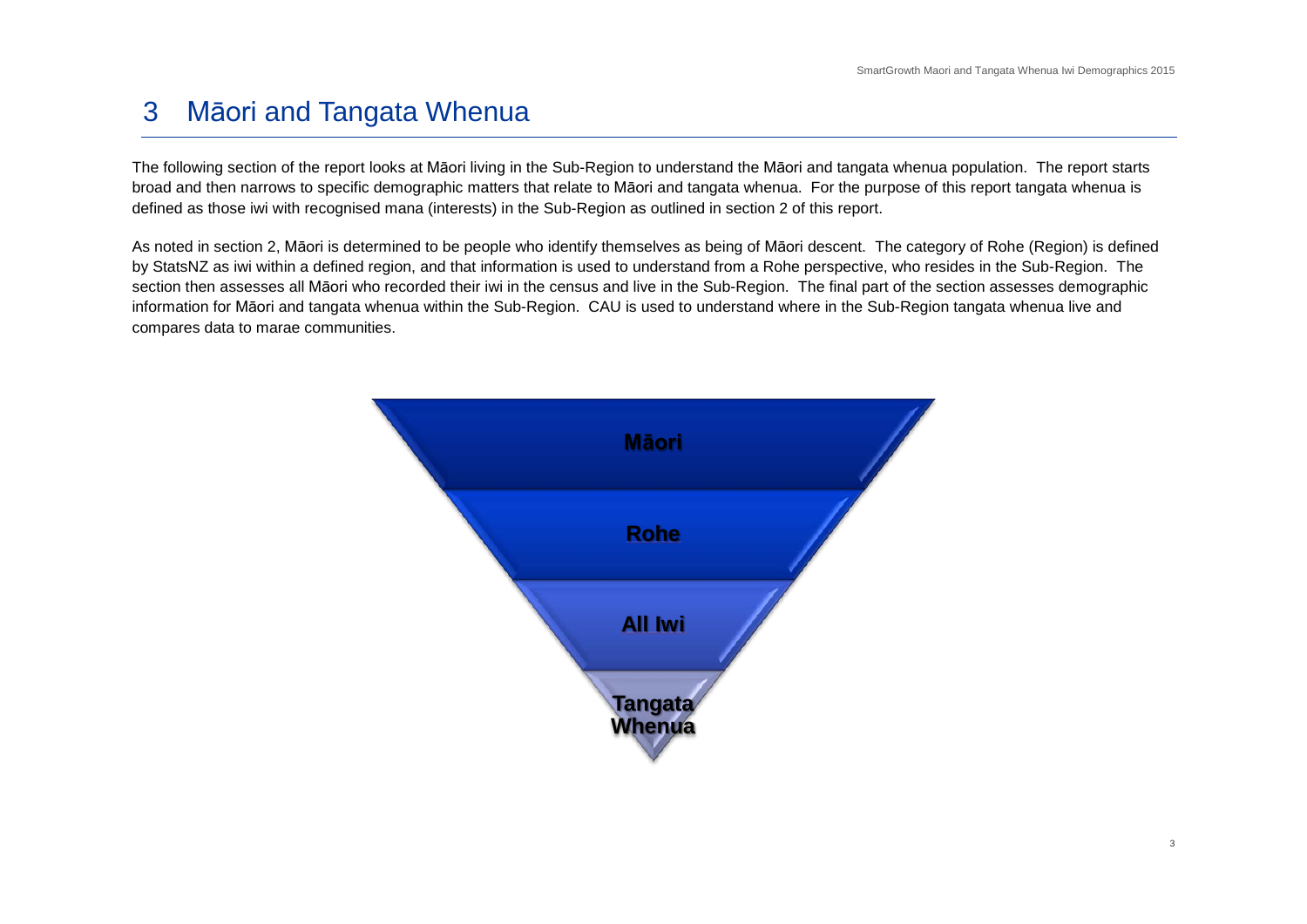# 3 Māori and Tangata Whenua

The following section of the report looks at Māori living in the Sub-Region to understand the Māori and tangata whenua population. The report starts broad and then narrows to specific demographic matters that relate to Māori and tangata whenua. For the purpose of this report tangata whenua is defined as those iwi with recognised mana (interests) in the Sub-Region as outlined in section 2 of this report.

As noted in section 2, Māori is determined to be people who identify themselves as being of Māori descent. The category of Rohe (Region) is defined by StatsNZ as iwi within a defined region, and that information is used to understand from a Rohe perspective, who resides in the Sub-Region. The section then assesses all Māori who recorded their iwi in the census and live in the Sub-Region. The final part of the section assesses demographic information for Māori and tangata whenua within the Sub-Region. CAU is used to understand where in the Sub-Region tangata whenua live and compares data to marae communities.

**Māori**

**Rohe**

**All Iwi**

**Tangata Whenua**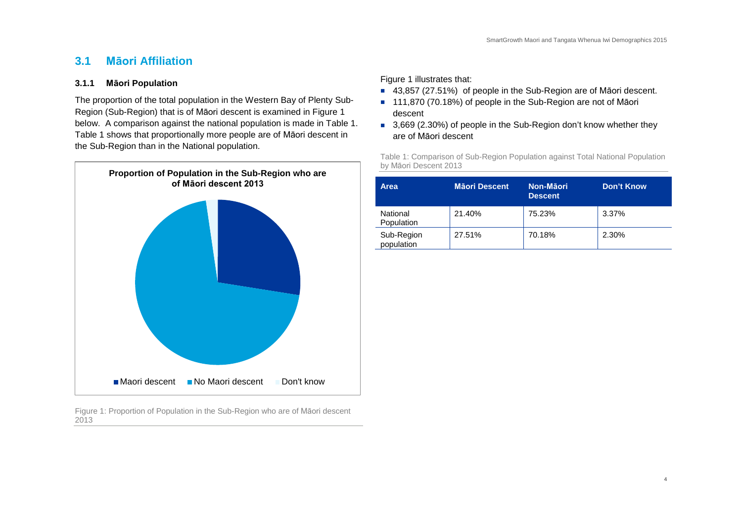## 3.1 Māori Affiliation

### 3.1.1 Māori Population

The proportion of the total population in the Western Bay of Plenty Sub-Region (Sub-Region) that is of Māori descent is examined in Figure 1 below. A comparison against the national population is made in Table 1. Table 1 shows that proportionally more people are of Māori descent in the Sub-Region than in the National population.

**Proportion of Population in the Sub-Region who are of Māori descent 2013**

Maori descent | No Maori descent | Don't know

Figure 1: Proportion of Population in the Sub-Region who are of Māori descent 2013

Figure 1 illustrates that:

- 43,857 (27.51%) of people in the Sub-Region are of Māori descent.
- 111,870 (70.18%) of people in the Sub-Region are not of Māori descent
- 3,669 (2.30%) of people in the Sub-Region don't know whether they are of Māori descent

Table 1: Comparison of Sub-Region Population against Total National Population by Māori Descent 2013

| Area | Māori Descent | Non-Māori Descent | Don't Know |
|---|---|---|---|
| National Population | 21.40% | 75.23% | 3.37% |
| Sub-Region population | 27.51% | 70.18% | 2.30% |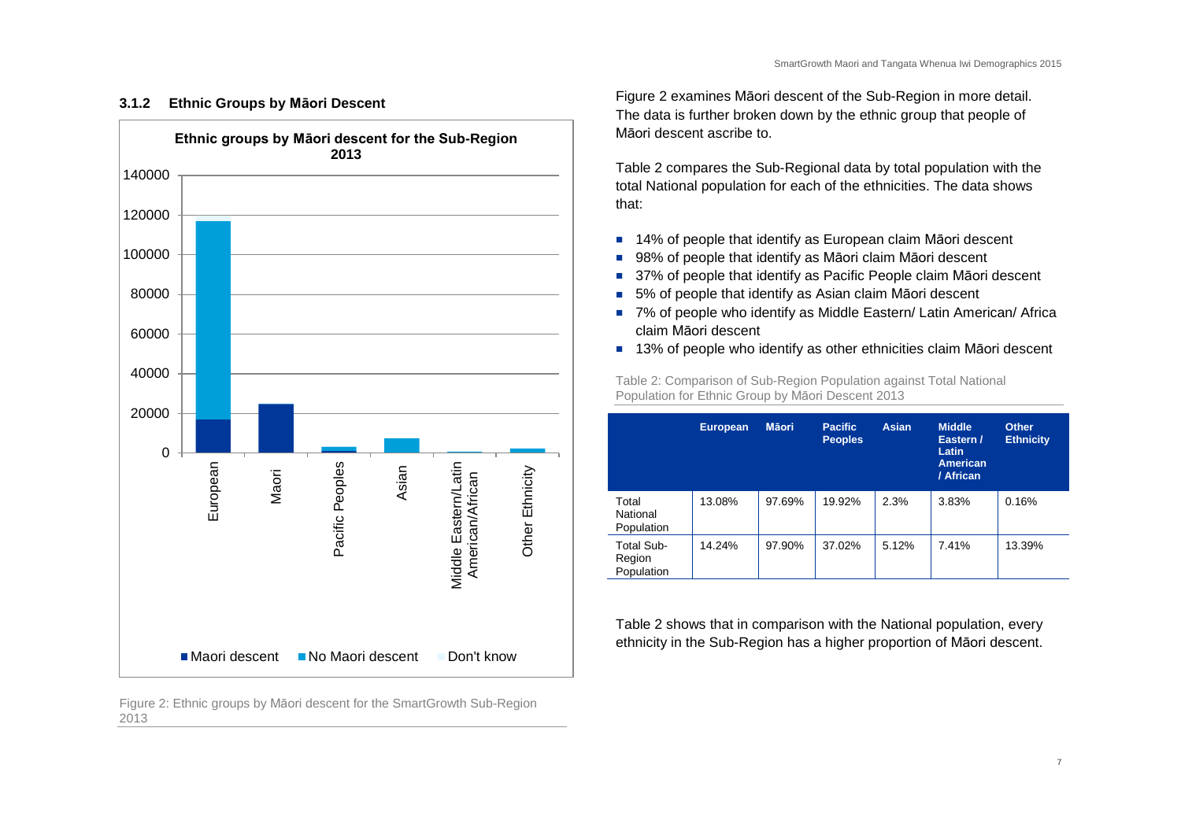### 3.1.2 Ethnic Groups by Māori Descent

Figure 2: Ethnic groups by Māori descent for the SmartGrowth Sub-Region 2013

Figure 2 examines Māori descent of the Sub-Region in more detail. The data is further broken down by the ethnic group that people of Māori descent ascribe to.

Table 2 compares the Sub-Regional data by total population with the total National population for each of the ethnicities. The data shows that:

- 14% of people that identify as European claim Māori descent
- 98% of people that identify as Māori claim Māori descent
- 37% of people that identify as Pacific People claim Māori descent
- 5% of people that identify as Asian claim Māori descent
- 7% of people who identify as Middle Eastern/ Latin American/ Africa claim Māori descent
- 13% of people who identify as other ethnicities claim Māori descent

Table 2: Comparison of Sub-Region Population against Total National Population for Ethnic Group by Māori Descent 2013

| | European | Māori | Pacific Peoples | Asian | Middle Eastern / Latin American / African | Other Ethnicity |
|---|---|---|---|---|---|---|
| Total National Population | 13.08% | 97.69% | 19.92% | 2.3% | 3.83% | 0.16% |
| Total Sub-Region Population | 14.24% | 97.90% | 37.02% | 5.12% | 7.41% | 13.39% |

Table 2 shows that in comparison with the National population, every ethnicity in the Sub-Region has a higher proportion of Māori descent.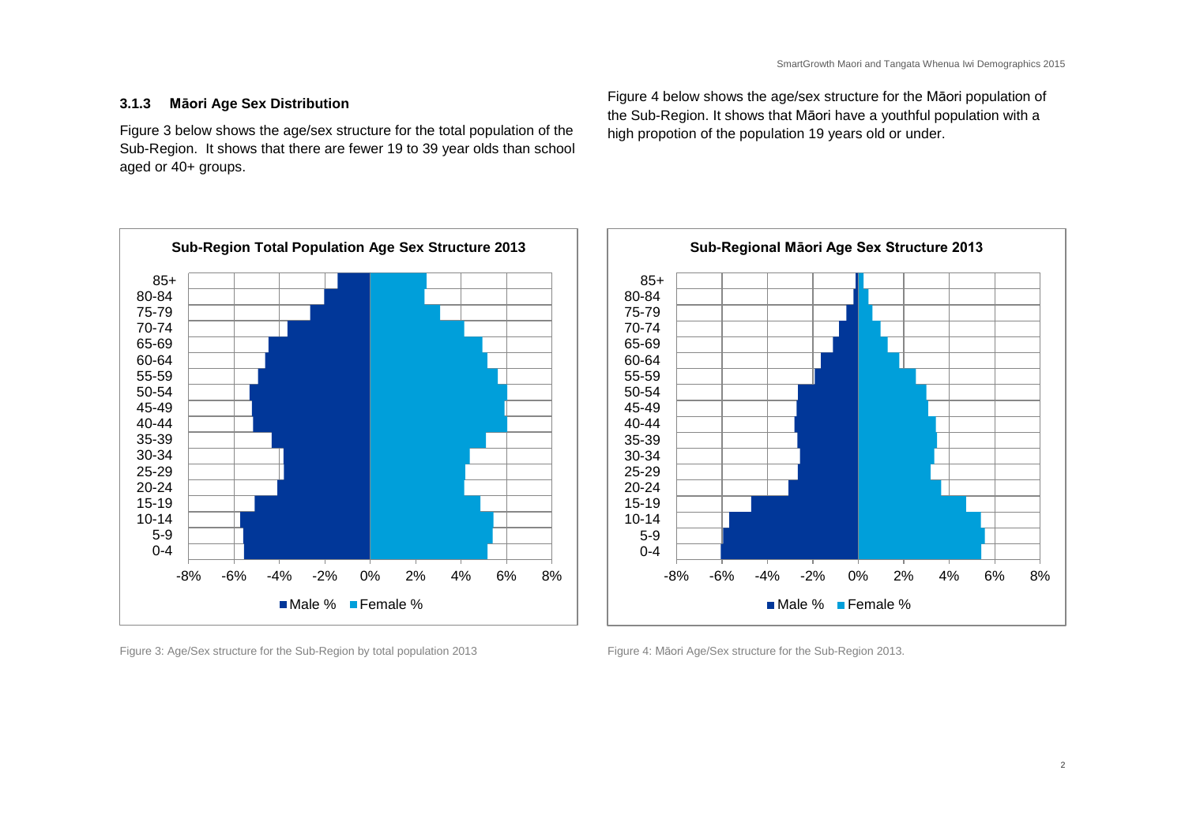### 3.1.3 Māori Age Sex Distribution

Figure 3 below shows the age/sex structure for the total population of the Sub-Region. It shows that there are fewer 19 to 39 year olds than school aged or 40+ groups.

Figure 4 below shows the age/sex structure for the Māori population of the Sub-Region. It shows that Māori have a youthful population with a high propotion of the population 19 years old or under.

Figure 3: Age/Sex structure for the Sub-Region by total population 2013

Figure 4: Māori Age/Sex structure for the Sub-Region 2013.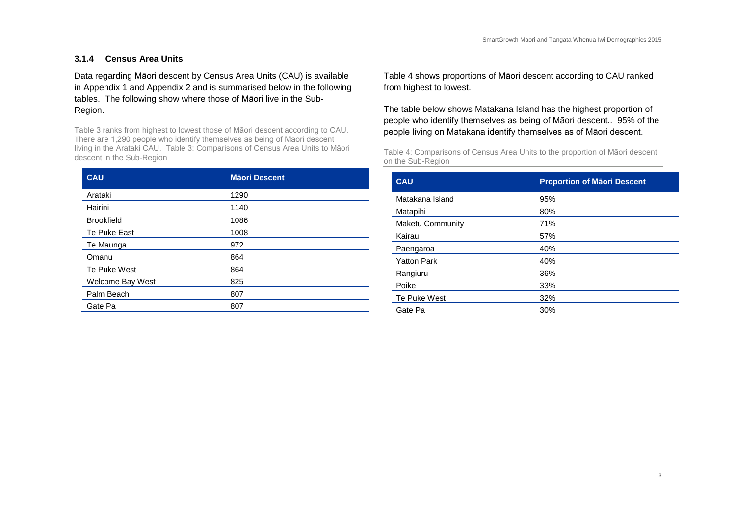### 3.1.4 Census Area Units

Data regarding Māori descent by Census Area Units (CAU) is available in Appendix 1 and Appendix 2 and is summarised below in the following tables. The following show where those of Māori live in the Sub-Region.

Table 3 ranks from highest to lowest those of Māori descent according to CAU. There are 1,290 people who identify themselves as being of Māori descent living in the Arataki CAU. Table 3: Comparisons of Census Area Units to Māori descent in the Sub-Region

| CAU | Māori Descent |
|---|---|
| Arataki | 1290 |
| Hairini | 1140 |
| Brookfield | 1086 |
| Te Puke East | 1008 |
| Te Maunga | 972 |
| Omanu | 864 |
| Te Puke West | 864 |
| Welcome Bay West | 825 |
| Palm Beach | 807 |
| Gate Pa | 807 |

Table 4 shows proportions of Māori descent according to CAU ranked from highest to lowest.

The table below shows Matakana Island has the highest proportion of people who identify themselves as being of Māori descent.. 95% of the people living on Matakana identify themselves as of Māori descent.

Table 4: Comparisons of Census Area Units to the proportion of Māori descent on the Sub-Region

| CAU | Proportion of Māori Descent |
|---|---|
| Matakana Island | 95% |
| Matapihi | 80% |
| Maketu Community | 71% |
| Kairau | 57% |
| Paengaroa | 40% |
| Yatton Park | 40% |
| Rangiuru | 36% |
| Poike | 33% |
| Te Puke West | 32% |
| Gate Pa | 30% |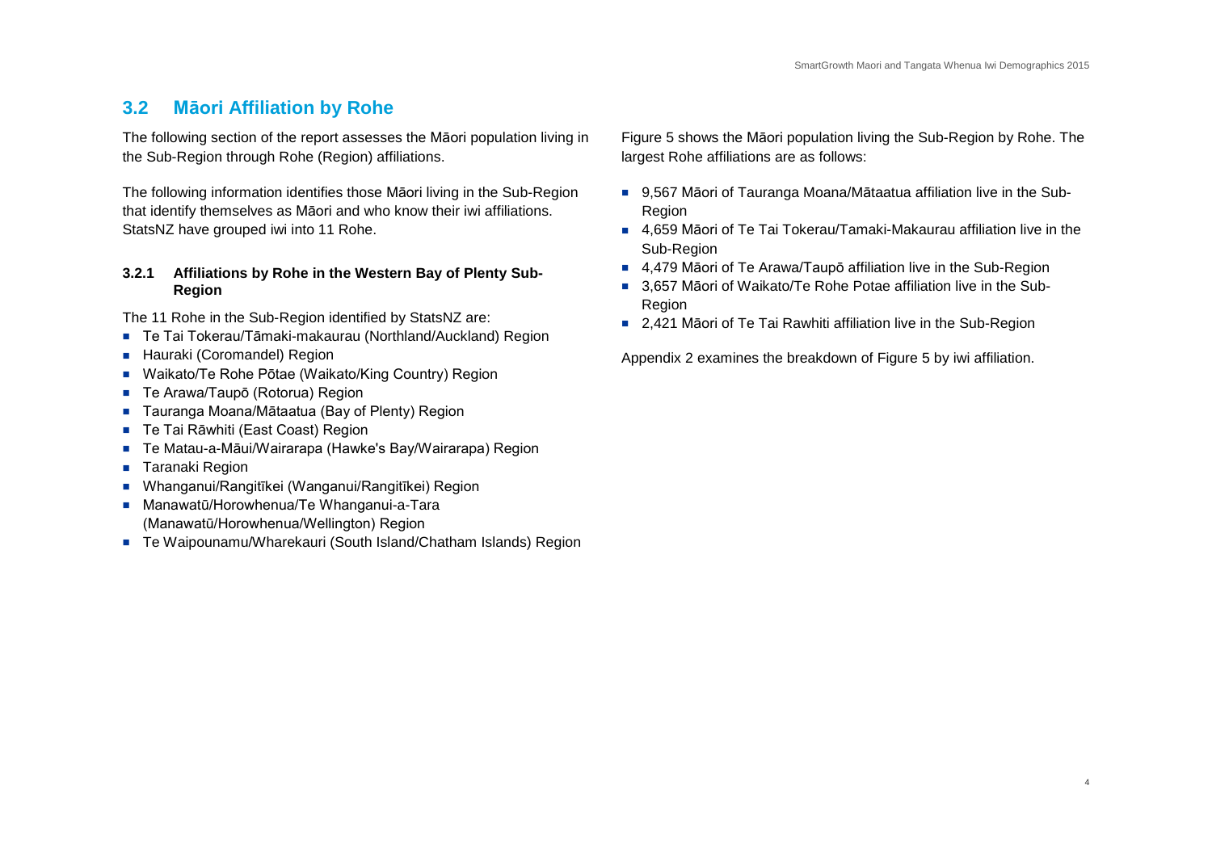## 3.2 Māori Affiliation by Rohe

The following section of the report assesses the Māori population living in the Sub-Region through Rohe (Region) affiliations.

The following information identifies those Māori living in the Sub-Region that identify themselves as Māori and who know their iwi affiliations. StatsNZ have grouped iwi into 11 Rohe.

### 3.2.1 Affiliations by Rohe in the Western Bay of Plenty Sub-Region

The 11 Rohe in the Sub-Region identified by StatsNZ are:

- Te Tai Tokerau/Tāmaki-makaurau (Northland/Auckland) Region
- Hauraki (Coromandel) Region
- Waikato/Te Rohe Pōtae (Waikato/King Country) Region
- Te Arawa/Taupō (Rotorua) Region
- Tauranga Moana/Mātaatua (Bay of Plenty) Region
- Te Tai Rāwhiti (East Coast) Region
- Te Matau-a-Māui/Wairarapa (Hawke's Bay/Wairarapa) Region
- Taranaki Region
- Whanganui/Rangitīkei (Wanganui/Rangitīkei) Region
- Manawatū/Horowhenua/Te Whanganui-a-Tara (Manawatū/Horowhenua/Wellington) Region
- Te Waipounamu/Wharekauri (South Island/Chatham Islands) Region

Figure 5 shows the Māori population living the Sub-Region by Rohe. The largest Rohe affiliations are as follows:

- 9,567 Māori of Tauranga Moana/Mātaatua affiliation live in the Sub-Region
- 4,659 Māori of Te Tai Tokerau/Tamaki-Makaurau affiliation live in the Sub-Region
- 4,479 Māori of Te Arawa/Taupō affiliation live in the Sub-Region
- 3,657 Māori of Waikato/Te Rohe Potae affiliation live in the Sub-Region
- 2,421 Māori of Te Tai Rawhiti affiliation live in the Sub-Region

Appendix 2 examines the breakdown of Figure 5 by iwi affiliation.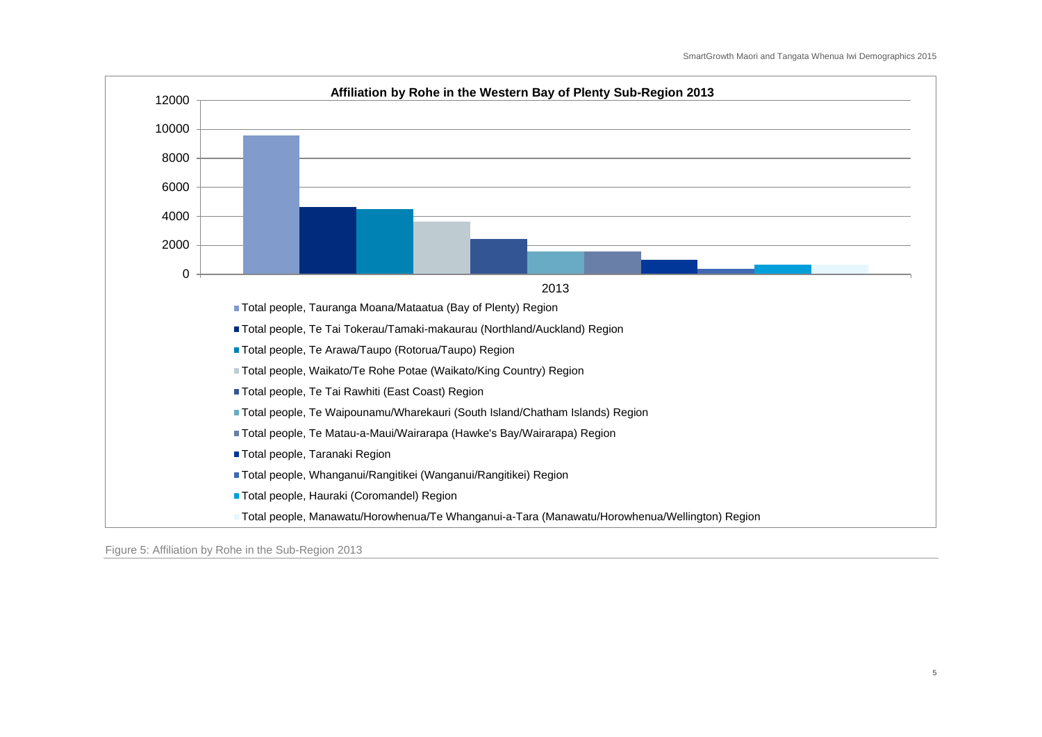**Affiliation by Rohe in the Western Bay of Plenty Sub-Region 2013**

12000
10000
8000
6000
4000
2000
0

2013

- Total people, Tauranga Moana/Mataatua (Bay of Plenty) Region
- Total people, Te Tai Tokerau/Tamaki-makaurau (Northland/Auckland) Region
- Total people, Te Arawa/Taupo (Rotorua/Taupo) Region
- Total people, Waikato/Te Rohe Potae (Waikato/King Country) Region
- Total people, Te Tai Rawhiti (East Coast) Region
- Total people, Te Waipounamu/Wharekauri (South Island/Chatham Islands) Region
- Total people, Te Matau-a-Maui/Wairarapa (Hawke's Bay/Wairarapa) Region
- Total people, Taranaki Region
- Total people, Whanganui/Rangitikei (Wanganui/Rangitikei) Region
- Total people, Hauraki (Coromandel) Region
- Total people, Manawatu/Horowhenua/Te Whanganui-a-Tara (Manawatu/Horowhenua/Wellington) Region

Figure 5: Affiliation by Rohe in the Sub-Region 2013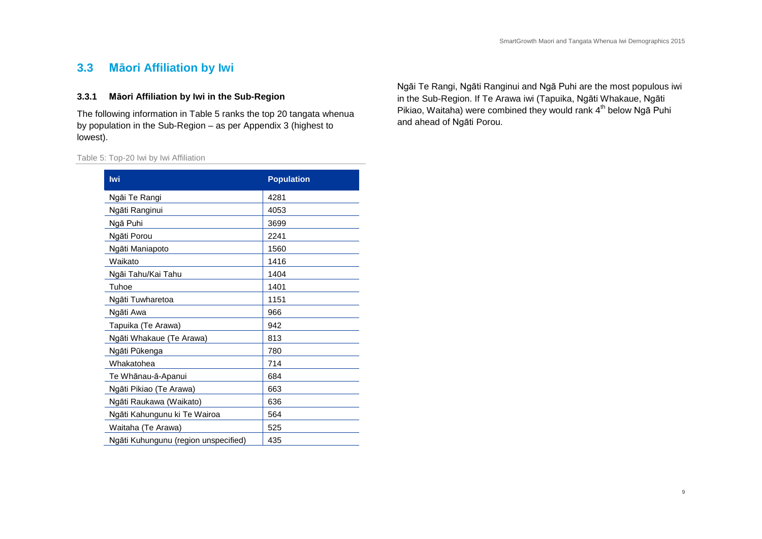## 3.3 Māori Affiliation by Iwi

### 3.3.1 Māori Affiliation by Iwi in the Sub-Region

The following information in Table 5 ranks the top 20 tangata whenua by population in the Sub-Region – as per Appendix 3 (highest to lowest).

Table 5: Top-20 Iwi by Iwi Affiliation

| Iwi | Population |
|---|---|
| Ngāi Te Rangi | 4281 |
| Ngāti Ranginui | 4053 |
| Ngā Puhi | 3699 |
| Ngāti Porou | 2241 |
| Ngāti Maniapoto | 1560 |
| Waikato | 1416 |
| Ngāi Tahu/Kai Tahu | 1404 |
| Tuhoe | 1401 |
| Ngāti Tuwharetoa | 1151 |
| Ngāti Awa | 966 |
| Tapuika (Te Arawa) | 942 |
| Ngāti Whakaue (Te Arawa) | 813 |
| Ngāti Pūkenga | 780 |
| Whakatohea | 714 |
| Te Whānau-ā-Apanui | 684 |
| Ngāti Pikiao (Te Arawa) | 663 |
| Ngāti Raukawa (Waikato) | 636 |
| Ngāti Kahungunu ki Te Wairoa | 564 |
| Waitaha (Te Arawa) | 525 |
| Ngāti Kuhungunu (region unspecified) | 435 |

Ngāi Te Rangi, Ngāti Ranginui and Ngā Puhi are the most populous iwi in the Sub-Region. If Te Arawa iwi (Tapuika, Ngāti Whakaue, Ngāti Pikiao, Waitaha) were combined they would rank 4th below Ngā Puhi and ahead of Ngāti Porou.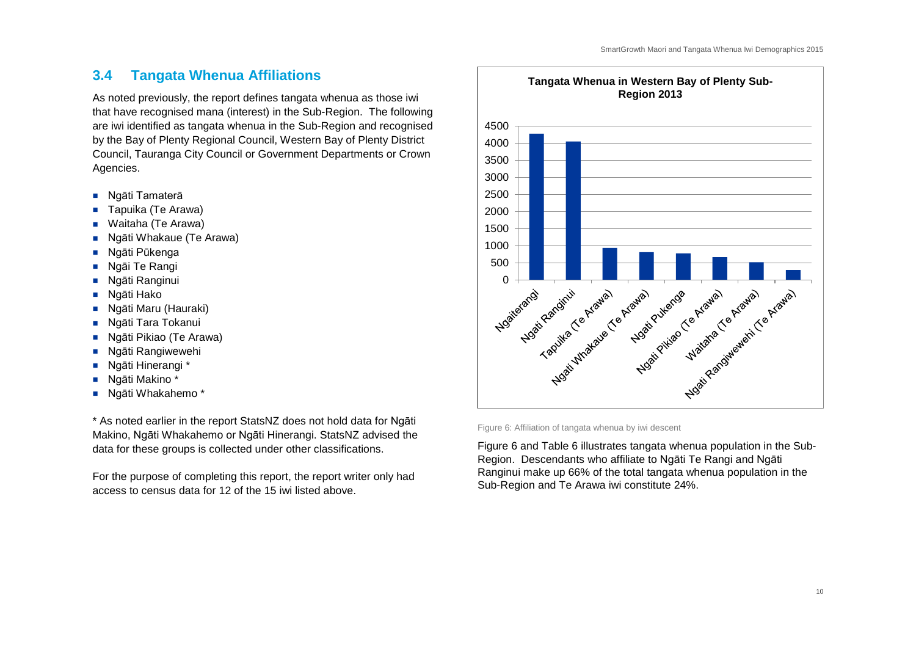## 3.4 Tangata Whenua Affiliations

As noted previously, the report defines tangata whenua as those iwi that have recognised mana (interest) in the Sub-Region. The following are iwi identified as tangata whenua in the Sub-Region and recognised by the Bay of Plenty Regional Council, Western Bay of Plenty District Council, Tauranga City Council or Government Departments or Crown Agencies.

- Ngāti Tamaterā
- Tapuika (Te Arawa)
- Waitaha (Te Arawa)
- Ngāti Whakaue (Te Arawa)
- Ngāti Pūkenga
- Ngāi Te Rangi
- Ngāti Ranginui
- Ngāti Hako
- Ngāti Maru (Hauraki)
- Ngāti Tara Tokanui
- Ngāti Pikiao (Te Arawa)
- Ngāti Rangiwewehi
- Ngāti Hinerangi *
- Ngāti Makino *
- Ngāti Whakahemo *

* As noted earlier in the report StatsNZ does not hold data for Ngāti Makino, Ngāti Whakahemo or Ngāti Hinerangi. StatsNZ advised the data for these groups is collected under other classifications.

For the purpose of completing this report, the report writer only had access to census data for 12 of the 15 iwi listed above.

**Tangata Whenua in Western Bay of Plenty Sub-Region 2013**

| Iwi | Population (approx.) |
|---|---|
| Ngaiterangi | 4280 |
| Ngati Ranginui | 4050 |
| Tapuika (Te Arawa) | 940 |
| Ngati Whakaue (Te Arawa) | 810 |
| Ngati Pukenga | 780 |
| Ngati Pikiao (Te Arawa) | 670 |
| Waitaha (Te Arawa) | 520 |
| Ngati Rangiwewehi (Te Arawa) | 290 |

Figure 6: Affiliation of tangata whenua by iwi descent

Figure 6 and Table 6 illustrates tangata whenua population in the Sub-Region. Descendants who affiliate to Ngāti Te Rangi and Ngāti Ranginui make up 66% of the total tangata whenua population in the Sub-Region and Te Arawa iwi constitute 24%.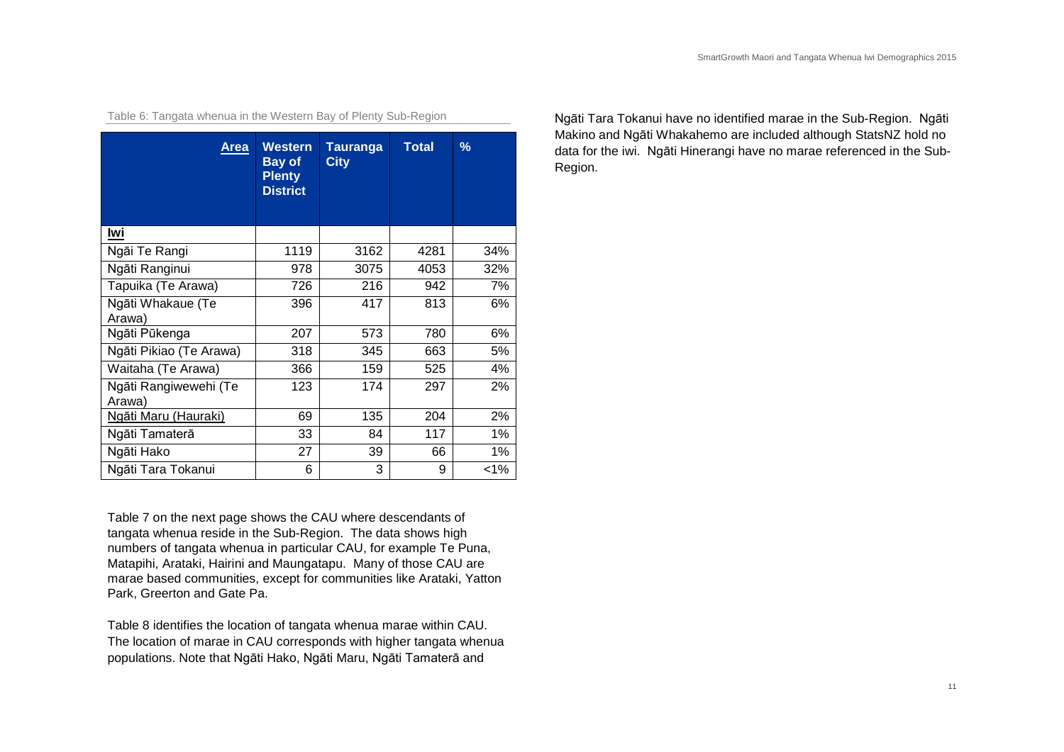Table 6: Tangata whenua in the Western Bay of Plenty Sub-Region

| Area | Western Bay of Plenty District | Tauranga City | Total | % |
|---|---|---|---|---|
| **Iwi** | | | | |
| Ngāi Te Rangi | 1119 | 3162 | 4281 | 34% |
| Ngāti Ranginui | 978 | 3075 | 4053 | 32% |
| Tapuika (Te Arawa) | 726 | 216 | 942 | 7% |
| Ngāti Whakaue (Te Arawa) | 396 | 417 | 813 | 6% |
| Ngāti Pūkenga | 207 | 573 | 780 | 6% |
| Ngāti Pikiao (Te Arawa) | 318 | 345 | 663 | 5% |
| Waitaha (Te Arawa) | 366 | 159 | 525 | 4% |
| Ngāti Rangiwewehi (Te Arawa) | 123 | 174 | 297 | 2% |
| Ngāti Maru (Hauraki) | 69 | 135 | 204 | 2% |
| Ngāti Tamaterā | 33 | 84 | 117 | 1% |
| Ngāti Hako | 27 | 39 | 66 | 1% |
| Ngāti Tara Tokanui | 6 | 3 | 9 | <1% |

Table 7 on the next page shows the CAU where descendants of tangata whenua reside in the Sub-Region. The data shows high numbers of tangata whenua in particular CAU, for example Te Puna, Matapihi, Arataki, Hairini and Maungatapu. Many of those CAU are marae based communities, except for communities like Arataki, Yatton Park, Greerton and Gate Pa.

Table 8 identifies the location of tangata whenua marae within CAU. The location of marae in CAU corresponds with higher tangata whenua populations. Note that Ngāti Hako, Ngāti Maru, Ngāti Tamaterā and Ngāti Tara Tokanui have no identified marae in the Sub-Region. Ngāti Makino and Ngāti Whakahemo are included although StatsNZ hold no data for the iwi. Ngāti Hinerangi have no marae referenced in the Sub-Region.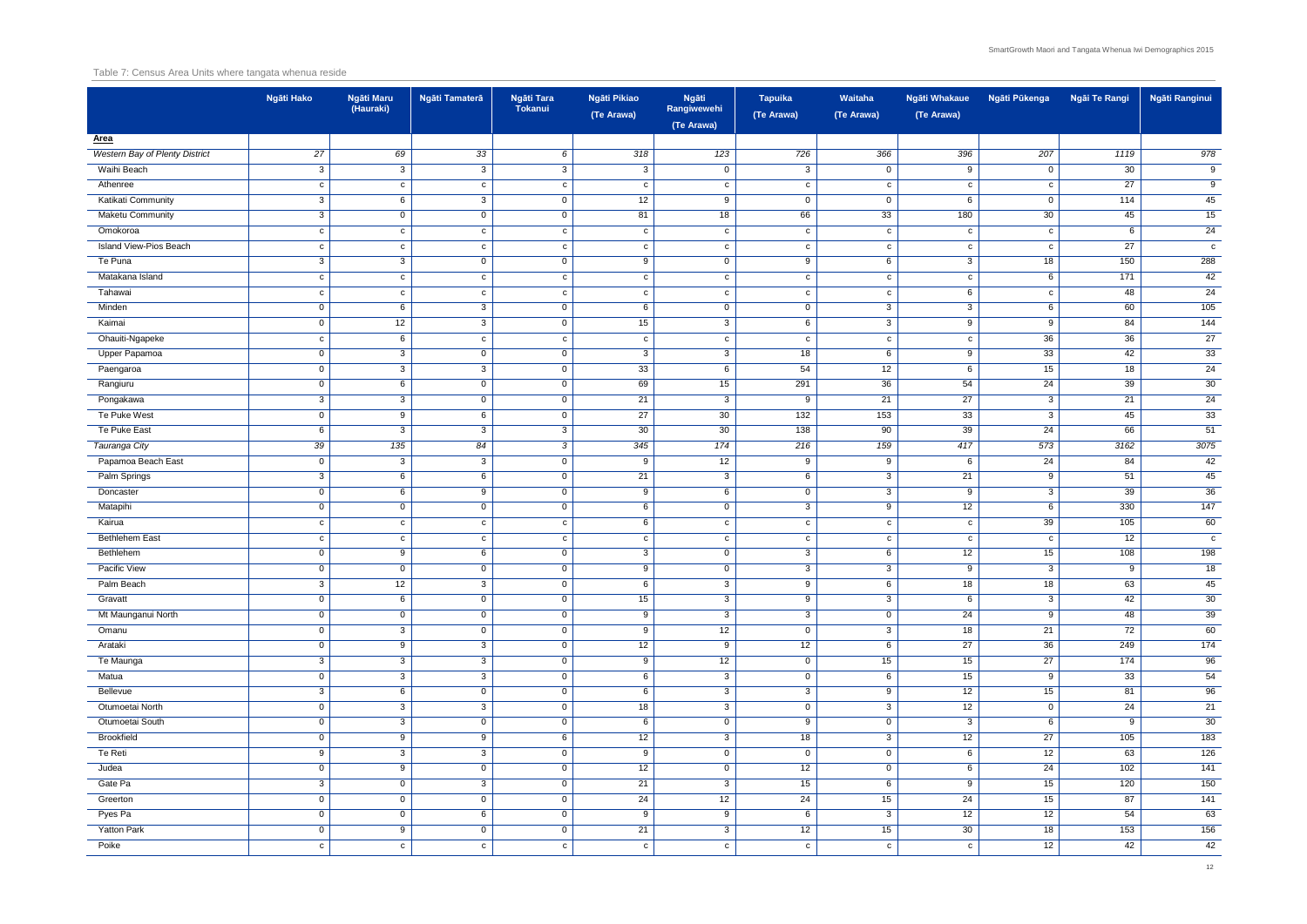Table 7: Census Area Units where tangata whenua reside

| | Ngāti Hako | Ngāti Maru (Hauraki) | Ngāti Tamaterā | Ngāti Tara Tokanui | Ngāti Pikiao (Te Arawa) | Ngāti Rangiwewehi (Te Arawa) | Tapuika (Te Arawa) | Waitaha (Te Arawa) | Ngāti Whakaue (Te Arawa) | Ngāti Pūkenga | Ngāi Te Rangi | Ngāti Ranginui |
|---|---|---|---|---|---|---|---|---|---|---|---|---|
| **Area** | | | | | | | | | | | | |
| *Western Bay of Plenty District* | *27* | *69* | *33* | *6* | *318* | *123* | *726* | *366* | *396* | *207* | *1119* | *978* |
| Waihi Beach | 3 | 3 | 3 | 3 | 3 | 0 | 3 | 0 | 9 | 0 | 30 | 9 |
| Athenree | c | c | c | c | c | c | c | c | c | c | 27 | 9 |
| Katikati Community | 3 | 6 | 3 | 0 | 12 | 9 | 0 | 0 | 6 | 0 | 114 | 45 |
| Maketu Community | 3 | 0 | 0 | 0 | 81 | 18 | 66 | 33 | 180 | 30 | 45 | 15 |
| Omokoroa | c | c | c | c | c | c | c | c | c | c | 6 | 24 |
| Island View-Pios Beach | c | c | c | c | c | c | c | c | c | c | 27 | c |
| Te Puna | 3 | 3 | 0 | 0 | 9 | 0 | 9 | 6 | 3 | 18 | 150 | 288 |
| Matakana Island | c | c | c | c | c | c | c | c | c | 6 | 171 | 42 |
| Tahawai | c | c | c | c | c | c | c | c | 6 | c | 48 | 24 |
| Minden | 0 | 6 | 3 | 0 | 6 | 0 | 0 | 3 | 3 | 6 | 60 | 105 |
| Kaimai | 0 | 12 | 3 | 0 | 15 | 3 | 6 | 3 | 9 | 9 | 84 | 144 |
| Ohauiti-Ngapeke | c | 6 | c | c | c | c | c | c | c | 36 | 36 | 27 |
| Upper Papamoa | 0 | 3 | 0 | 0 | 3 | 3 | 18 | 6 | 9 | 33 | 42 | 33 |
| Paengaroa | 0 | 3 | 3 | 0 | 33 | 6 | 54 | 12 | 6 | 15 | 18 | 24 |
| Rangiuru | 0 | 6 | 0 | 0 | 69 | 15 | 291 | 36 | 54 | 24 | 39 | 30 |
| Pongakawa | 3 | 3 | 0 | 0 | 21 | 3 | 9 | 21 | 27 | 3 | 21 | 24 |
| Te Puke West | 0 | 9 | 6 | 0 | 27 | 30 | 132 | 153 | 33 | 3 | 45 | 33 |
| Te Puke East | 6 | 3 | 3 | 3 | 30 | 30 | 138 | 90 | 39 | 24 | 66 | 51 |
| *Tauranga City* | *39* | *135* | *84* | *3* | *345* | *174* | *216* | *159* | *417* | *573* | *3162* | *3075* |
| Papamoa Beach East | 0 | 3 | 3 | 0 | 9 | 12 | 9 | 9 | 6 | 24 | 84 | 42 |
| Palm Springs | 3 | 6 | 6 | 0 | 21 | 3 | 6 | 3 | 21 | 9 | 51 | 45 |
| Doncaster | 0 | 6 | 9 | 0 | 9 | 6 | 0 | 3 | 9 | 3 | 39 | 36 |
| Matapihi | 0 | 0 | 0 | 0 | 6 | 0 | 3 | 9 | 12 | 6 | 330 | 147 |
| Kairua | c | c | c | c | 6 | c | c | c | c | 39 | 105 | 60 |
| Bethlehem East | c | c | c | c | c | c | c | c | c | c | 12 | c |
| Bethlehem | 0 | 9 | 6 | 0 | 3 | 0 | 3 | 6 | 12 | 15 | 108 | 198 |
| Pacific View | 0 | 0 | 0 | 0 | 9 | 0 | 3 | 3 | 9 | 3 | 9 | 18 |
| Palm Beach | 3 | 12 | 3 | 0 | 6 | 3 | 9 | 6 | 18 | 18 | 63 | 45 |
| Gravatt | 0 | 6 | 0 | 0 | 15 | 3 | 9 | 3 | 6 | 3 | 42 | 30 |
| Mt Maunganui North | 0 | 0 | 0 | 0 | 9 | 3 | 3 | 0 | 24 | 9 | 48 | 39 |
| Omanu | 0 | 3 | 0 | 0 | 9 | 12 | 0 | 3 | 18 | 21 | 72 | 60 |
| Arataki | 0 | 9 | 3 | 0 | 12 | 9 | 12 | 6 | 27 | 36 | 249 | 174 |
| Te Maunga | 3 | 3 | 3 | 0 | 9 | 12 | 0 | 15 | 15 | 27 | 174 | 96 |
| Matua | 0 | 3 | 3 | 0 | 6 | 3 | 0 | 6 | 15 | 9 | 33 | 54 |
| Bellevue | 3 | 6 | 0 | 0 | 6 | 3 | 3 | 9 | 12 | 15 | 81 | 96 |
| Otumoetai North | 0 | 3 | 3 | 0 | 18 | 3 | 0 | 3 | 12 | 0 | 24 | 21 |
| Otumoetai South | 0 | 3 | 0 | 0 | 6 | 0 | 9 | 0 | 3 | 6 | 9 | 30 |
| Brookfield | 0 | 9 | 9 | 6 | 12 | 3 | 18 | 3 | 12 | 27 | 105 | 183 |
| Te Reti | 9 | 3 | 3 | 0 | 9 | 0 | 0 | 0 | 6 | 12 | 63 | 126 |
| Judea | 0 | 9 | 0 | 0 | 12 | 0 | 12 | 0 | 6 | 24 | 102 | 141 |
| Gate Pa | 3 | 0 | 3 | 0 | 21 | 3 | 15 | 6 | 9 | 15 | 120 | 150 |
| Greerton | 0 | 0 | 0 | 0 | 24 | 12 | 24 | 15 | 24 | 15 | 87 | 141 |
| Pyes Pa | 0 | 0 | 6 | 0 | 9 | 9 | 6 | 3 | 12 | 12 | 54 | 63 |
| Yatton Park | 0 | 9 | 0 | 0 | 21 | 3 | 12 | 15 | 30 | 18 | 153 | 156 |
| Poike | c | c | c | c | c | c | c | c | c | 12 | 42 | 42 |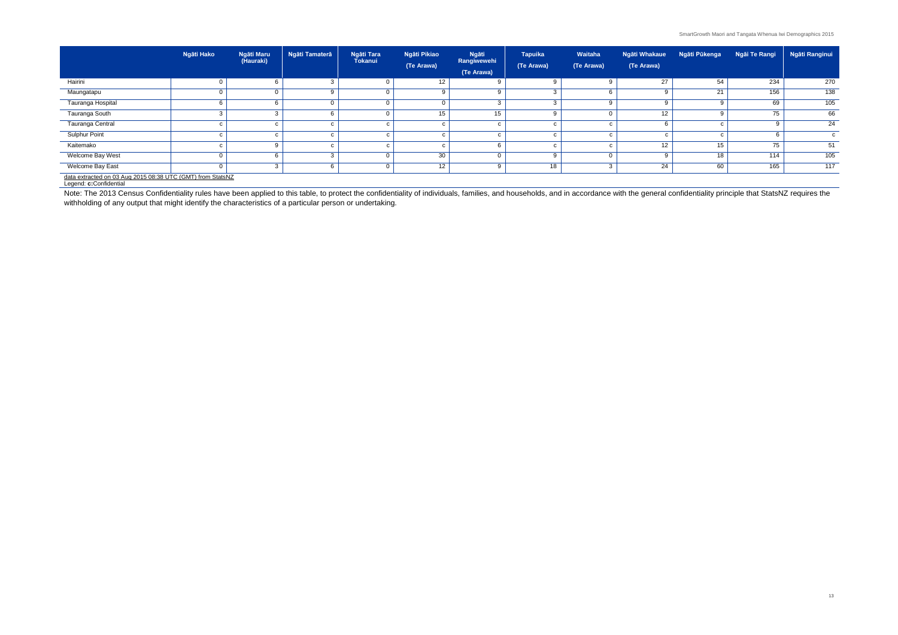| | Ngāti Hako | Ngāti Maru (Hauraki) | Ngāti Tamaterā | Ngāti Tara Tokanui | Ngāti Pikiao (Te Arawa) | Ngāti Rangiwewehi (Te Arawa) | Tapuika (Te Arawa) | Waitaha (Te Arawa) | Ngāti Whakaue (Te Arawa) | Ngāti Pūkenga | Ngāi Te Rangi | Ngāti Ranginui |
|---|---|---|---|---|---|---|---|---|---|---|---|---|
| Hairini | 0 | 6 | 3 | 0 | 12 | 9 | 9 | 9 | 27 | 54 | 234 | 270 |
| Maungatapu | 0 | 0 | 9 | 0 | 9 | 9 | 3 | 6 | 9 | 21 | 156 | 138 |
| Tauranga Hospital | 6 | 6 | 0 | 0 | 0 | 3 | 3 | 9 | 9 | 9 | 69 | 105 |
| Tauranga South | 3 | 3 | 6 | 0 | 15 | 15 | 9 | 0 | 12 | 9 | 75 | 66 |
| Tauranga Central | c | c | c | c | c | c | c | c | 6 | c | 9 | 24 |
| Sulphur Point | c | c | c | c | c | c | c | c | c | c | 6 | c |
| Kaitemako | c | 9 | c | c | c | 6 | c | c | 12 | 15 | 75 | 51 |
| Welcome Bay West | 0 | 6 | 3 | 0 | 30 | 0 | 9 | 0 | 9 | 18 | 114 | 105 |
| Welcome Bay East | 0 | 3 | 6 | 0 | 12 | 9 | 18 | 3 | 24 | 60 | 165 | 117 |

data extracted on 03 Aug 2015 08:38 UTC (GMT) from StatsNZ

Legend: **c:**Confidential

Note: The 2013 Census Confidentiality rules have been applied to this table, to protect the confidentiality of individuals, families, and households, and in accordance with the general confidentiality principle that StatsNZ requires the withholding of any output that might identify the characteristics of a particular person or undertaking.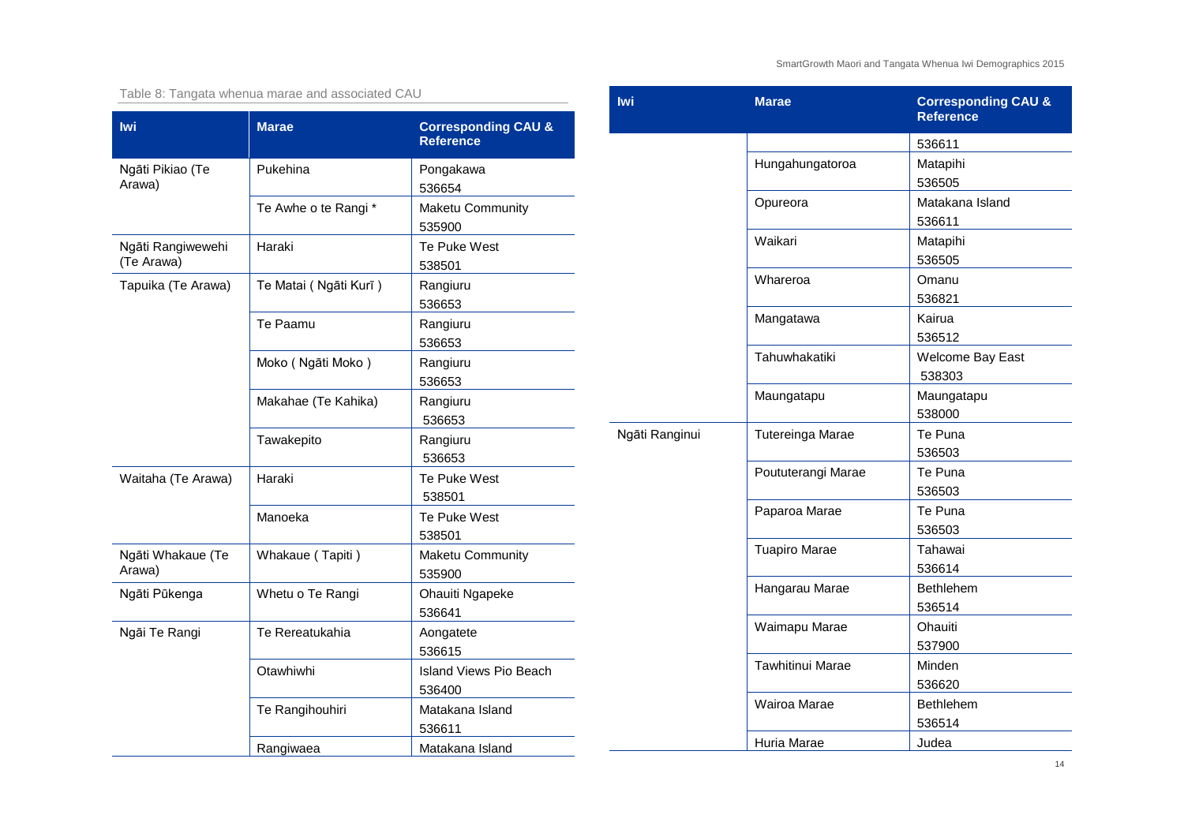Table 8: Tangata whenua marae and associated CAU

| Iwi | Marae | Corresponding CAU & Reference |
|---|---|---|
| Ngāti Pikiao (Te Arawa) | Pukehina | Pongakawa 536654 |
| | Te Awhe o te Rangi * | Maketu Community 535900 |
| Ngāti Rangiwewehi (Te Arawa) | Haraki | Te Puke West 538501 |
| Tapuika (Te Arawa) | Te Matai ( Ngāti Kurī ) | Rangiuru 536653 |
| | Te Paamu | Rangiuru 536653 |
| | Moko ( Ngāti Moko ) | Rangiuru 536653 |
| | Makahae (Te Kahika) | Rangiuru 536653 |
| | Tawakepito | Rangiuru 536653 |
| Waitaha (Te Arawa) | Haraki | Te Puke West 538501 |
| | Manoeka | Te Puke West 538501 |
| Ngāti Whakaue (Te Arawa) | Whakaue ( Tapiti ) | Maketu Community 535900 |
| Ngāti Pūkenga | Whetu o Te Rangi | Ohauiti Ngapeke 536641 |
| Ngāi Te Rangi | Te Rereatukahia | Aongatete 536615 |
| | Otawhiwhi | Island Views Pio Beach 536400 |
| | Te Rangihouhiri | Matakana Island 536611 |
| | Rangiwaea | Matakana Island 536611 |
| | Hungahungatoroa | Matapihi 536505 |
| | Opureora | Matakana Island 536611 |
| | Waikari | Matapihi 536505 |
| | Whareroa | Omanu 536821 |
| | Mangatawa | Kairua 536512 |
| | Tahuwhakatiki | Welcome Bay East 538303 |
| | Maungatapu | Maungatapu 538000 |
| Ngāti Ranginui | Tutereinga Marae | Te Puna 536503 |
| | Poututerangi Marae | Te Puna 536503 |
| | Paparoa Marae | Te Puna 536503 |
| | Tuapiro Marae | Tahawai 536614 |
| | Hangarau Marae | Bethlehem 536514 |
| | Waimapu Marae | Ohauiti 537900 |
| | Tawhitinui Marae | Minden 536620 |
| | Wairoa Marae | Bethlehem 536514 |
| | Huria Marae | Judea |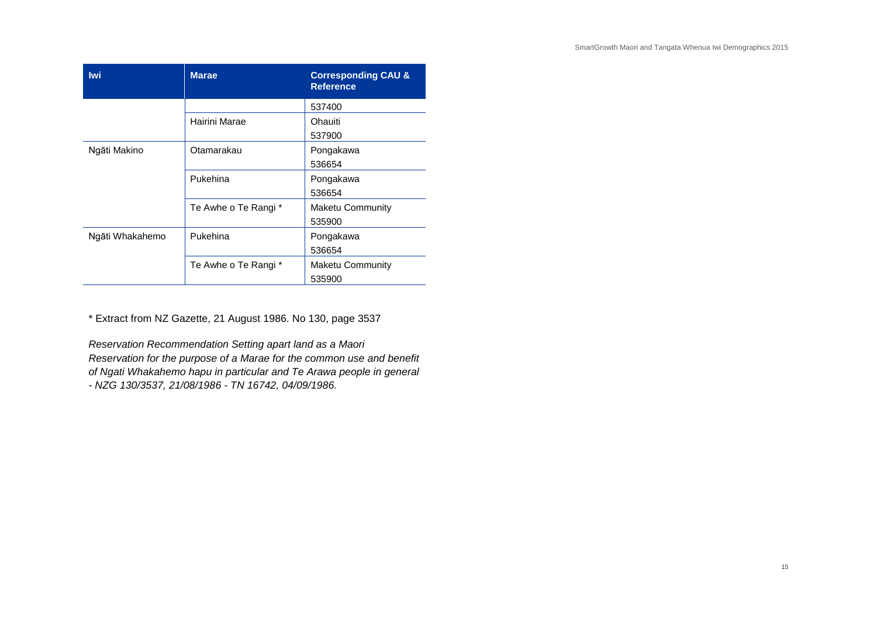| Iwi | Marae | Corresponding CAU & Reference |
| --- | --- | --- |
| | | 537400 |
| | Hairini Marae | Ohauiti 537900 |
| Ngāti Makino | Otamarakau | Pongakawa 536654 |
| | Pukehina | Pongakawa 536654 |
| | Te Awhe o Te Rangi * | Maketu Community 535900 |
| Ngāti Whakahemo | Pukehina | Pongakawa 536654 |
| | Te Awhe o Te Rangi * | Maketu Community 535900 |

* Extract from NZ Gazette, 21 August 1986. No 130, page 3537

*Reservation Recommendation Setting apart land as a Maori Reservation for the purpose of a Marae for the common use and benefit of Ngati Whakahemo hapu in particular and Te Arawa people in general - NZG 130/3537, 21/08/1986 - TN 16742, 04/09/1986.*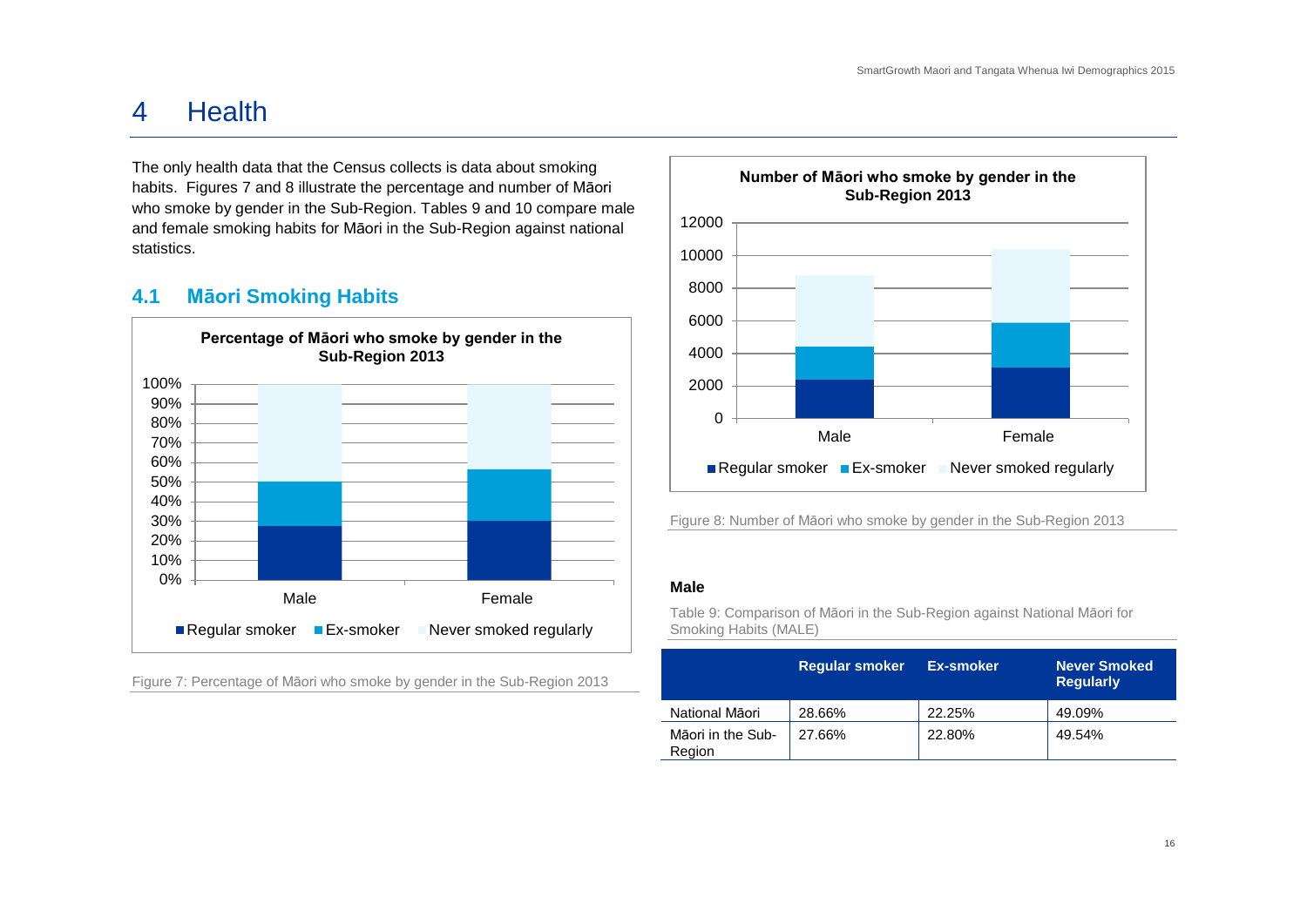# 4 Health

The only health data that the Census collects is data about smoking habits. Figures 7 and 8 illustrate the percentage and number of Māori who smoke by gender in the Sub-Region. Tables 9 and 10 compare male and female smoking habits for Māori in the Sub-Region against national statistics.

## 4.1 Māori Smoking Habits

Figure 7: Percentage of Māori who smoke by gender in the Sub-Region 2013

Figure 8: Number of Māori who smoke by gender in the Sub-Region 2013

### Male

Table 9: Comparison of Māori in the Sub-Region against National Māori for Smoking Habits (MALE)

| | Regular smoker | Ex-smoker | Never Smoked Regularly |
|---|---|---|---|
| National Māori | 28.66% | 22.25% | 49.09% |
| Māori in the Sub-Region | 27.66% | 22.80% | 49.54% |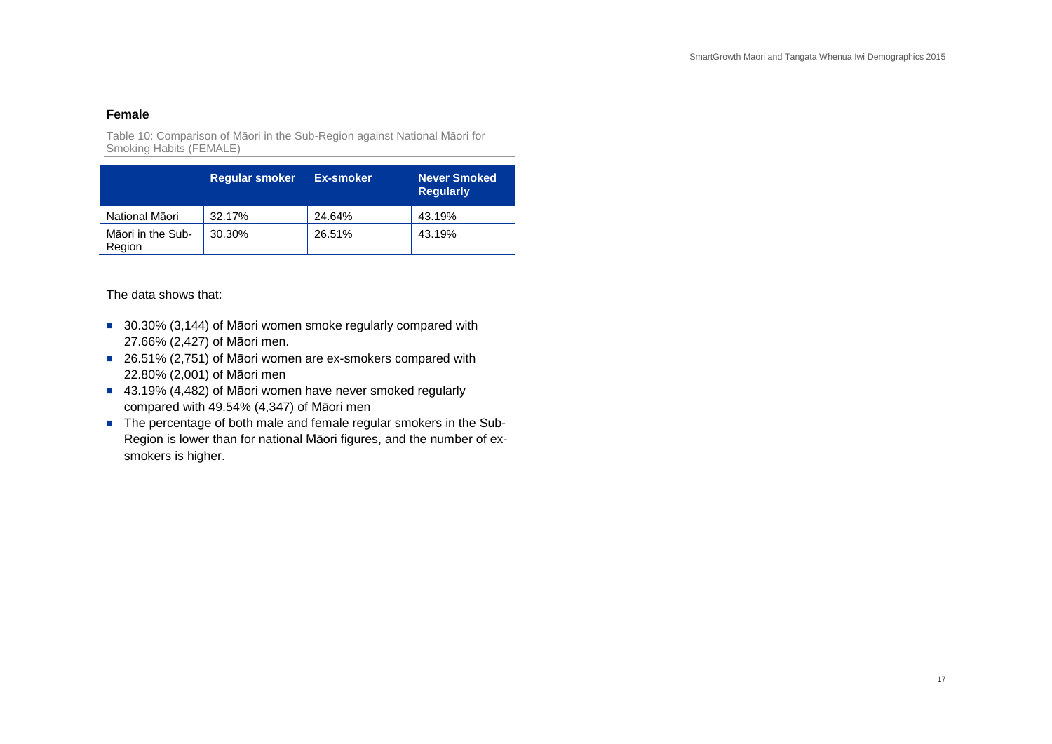### Female

Table 10: Comparison of Māori in the Sub-Region against National Māori for Smoking Habits (FEMALE)

| | Regular smoker | Ex-smoker | Never Smoked Regularly |
|---|---|---|---|
| National Māori | 32.17% | 24.64% | 43.19% |
| Māori in the Sub-Region | 30.30% | 26.51% | 43.19% |

The data shows that:

- 30.30% (3,144) of Māori women smoke regularly compared with 27.66% (2,427) of Māori men.
- 26.51% (2,751) of Māori women are ex-smokers compared with 22.80% (2,001) of Māori men
- 43.19% (4,482) of Māori women have never smoked regularly compared with 49.54% (4,347) of Māori men
- The percentage of both male and female regular smokers in the Sub-Region is lower than for national Māori figures, and the number of ex-smokers is higher.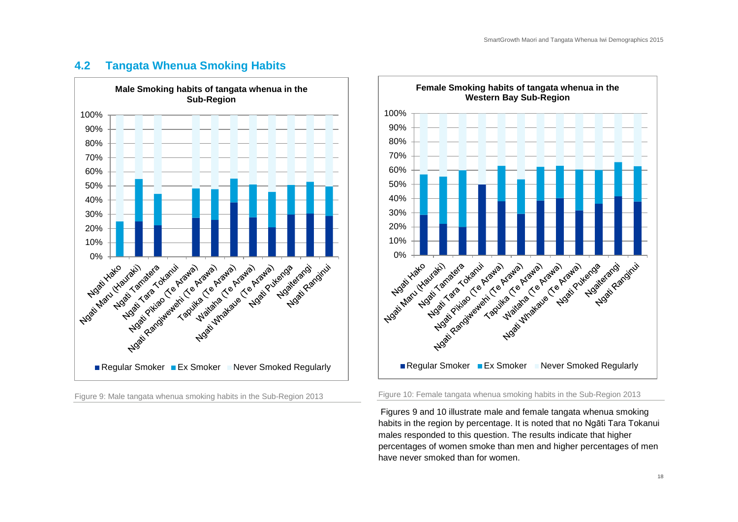## 4.2 Tangata Whenua Smoking Habits

Figure 9: Male tangata whenua smoking habits in the Sub-Region 2013

Figure 10: Female tangata whenua smoking habits in the Sub-Region 2013

Figures 9 and 10 illustrate male and female tangata whenua smoking habits in the region by percentage. It is noted that no Ngāti Tara Tokanui males responded to this question. The results indicate that higher percentages of women smoke than men and higher percentages of men have never smoked than for women.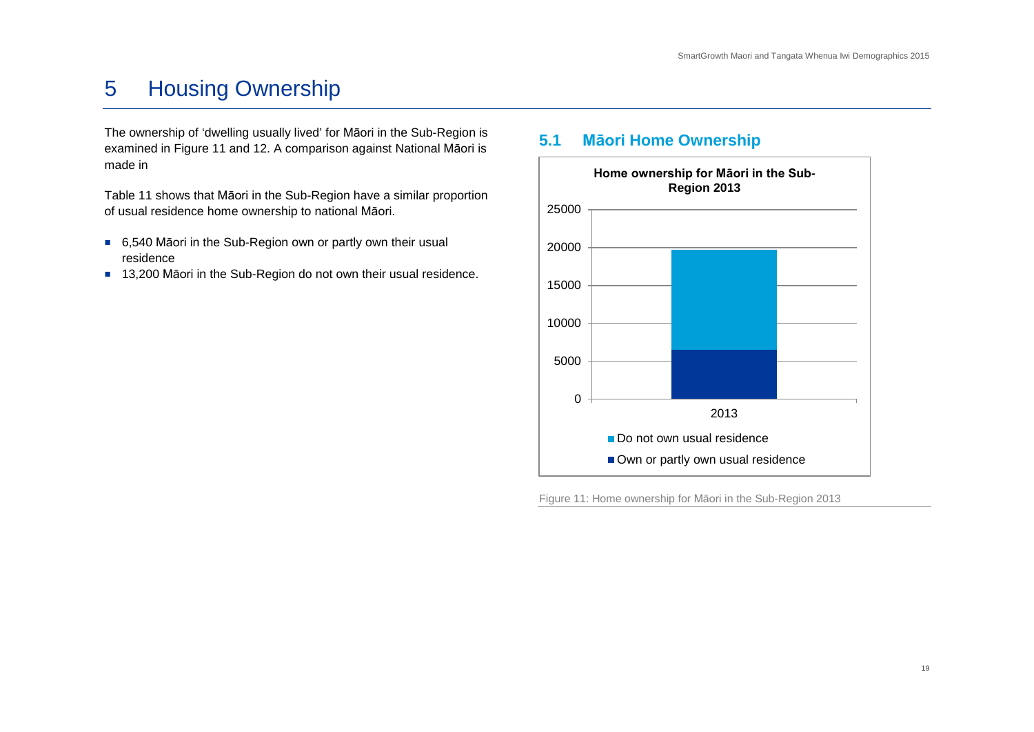# 5 Housing Ownership

The ownership of 'dwelling usually lived' for Māori in the Sub-Region is examined in Figure 11 and 12. A comparison against National Māori is made in

Table 11 shows that Māori in the Sub-Region have a similar proportion of usual residence home ownership to national Māori.

- 6,540 Māori in the Sub-Region own or partly own their usual residence
- 13,200 Māori in the Sub-Region do not own their usual residence.

## 5.1 Māori Home Ownership

Figure 11: Home ownership for Māori in the Sub-Region 2013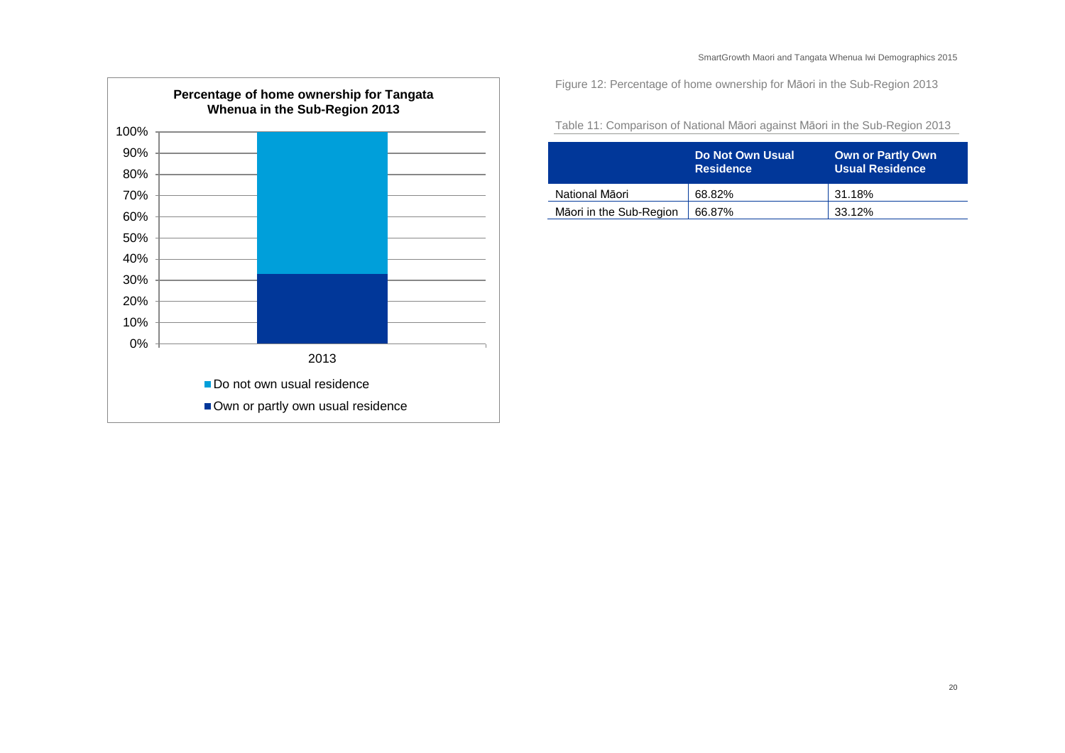**Percentage of home ownership for Tangata Whenua in the Sub-Region 2013**

- Do not own usual residence
- Own or partly own usual residence

Figure 12: Percentage of home ownership for Māori in the Sub-Region 2013

Table 11: Comparison of National Māori against Māori in the Sub-Region 2013

| | Do Not Own Usual Residence | Own or Partly Own Usual Residence |
|---|---|---|
| National Māori | 68.82% | 31.18% |
| Māori in the Sub-Region | 66.87% | 33.12% |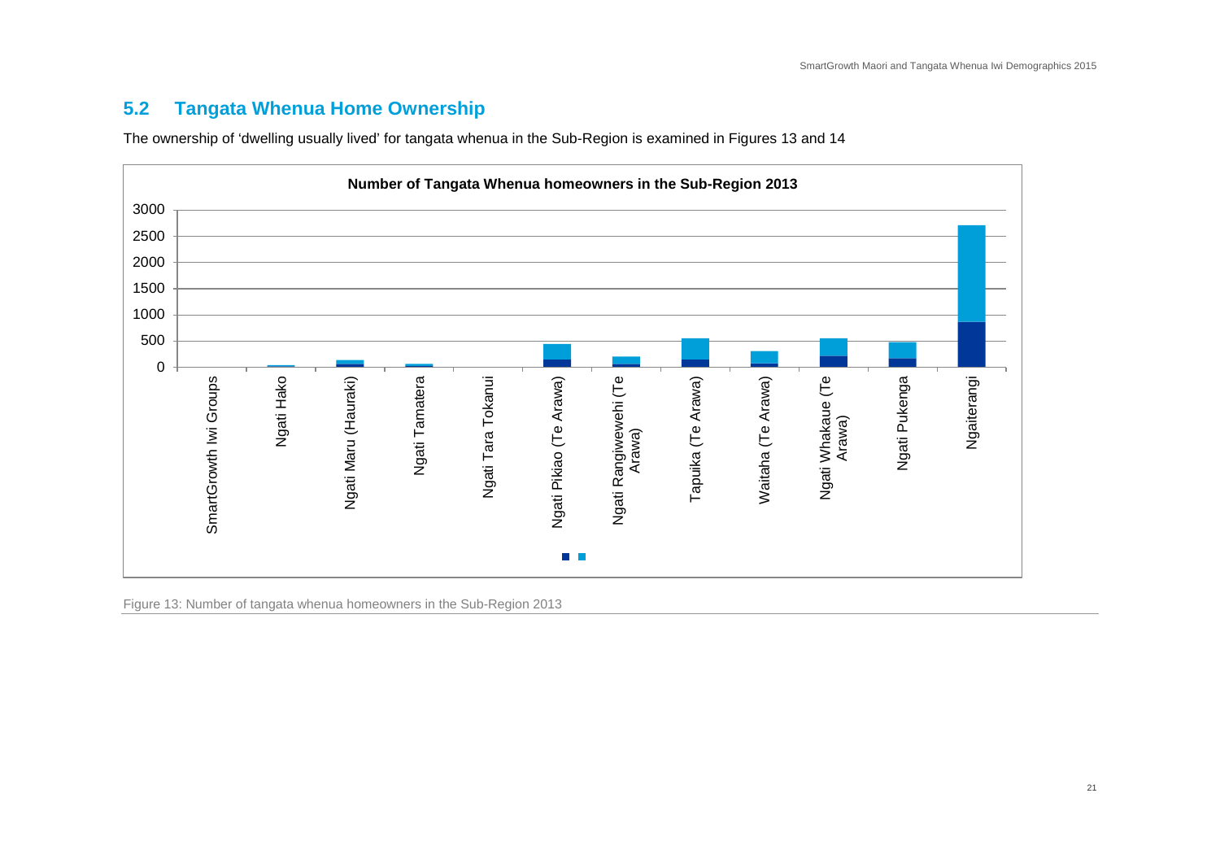## 5.2 Tangata Whenua Home Ownership

The ownership of 'dwelling usually lived' for tangata whenua in the Sub-Region is examined in Figures 13 and 14

Figure 13: Number of tangata whenua homeowners in the Sub-Region 2013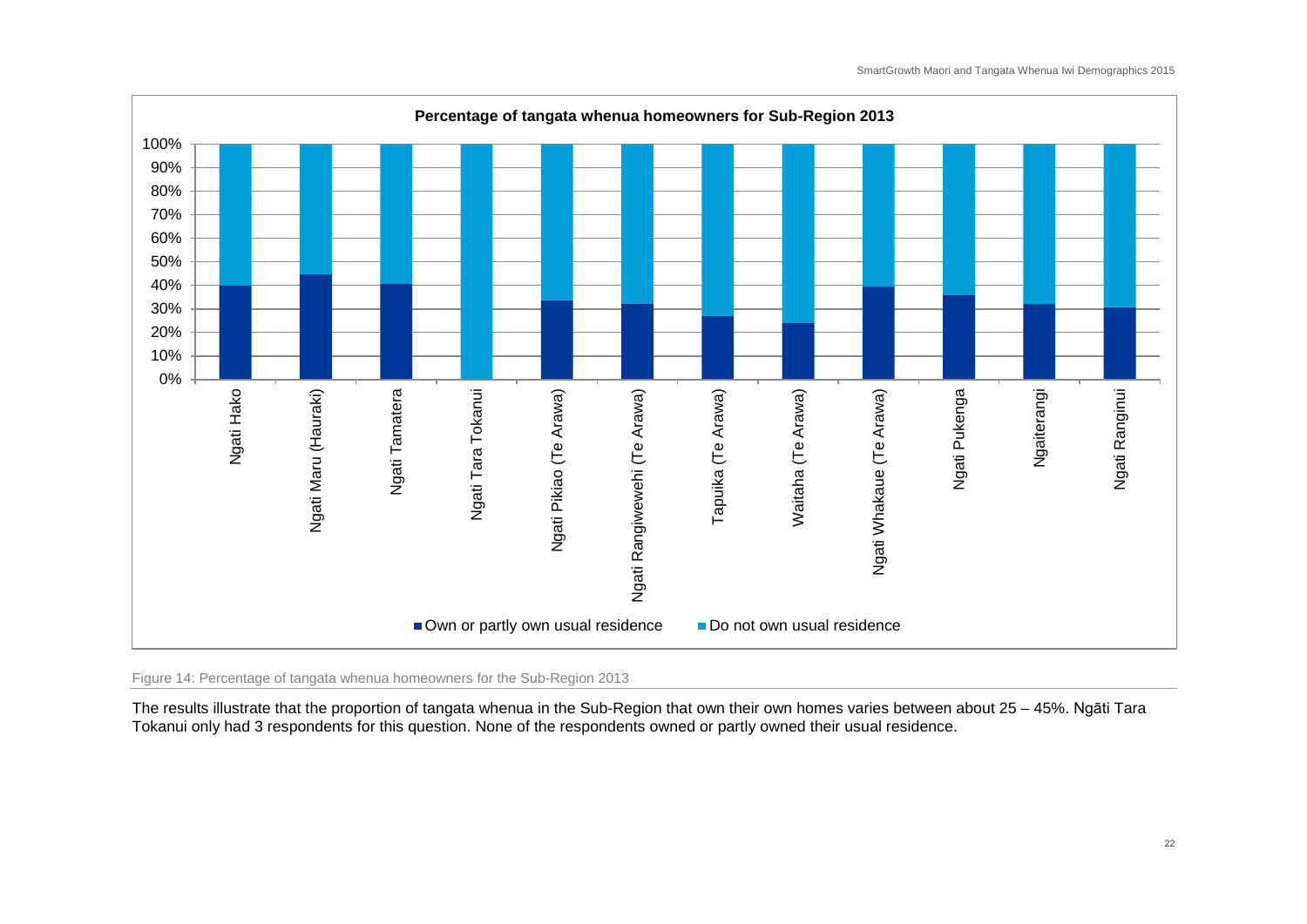**Percentage of tangata whenua homeowners for Sub-Region 2013**

Figure 14: Percentage of tangata whenua homeowners for the Sub-Region 2013

The results illustrate that the proportion of tangata whenua in the Sub-Region that own their own homes varies between about 25 – 45%. Ngāti Tara Tokanui only had 3 respondents for this question. None of the respondents owned or partly owned their usual residence.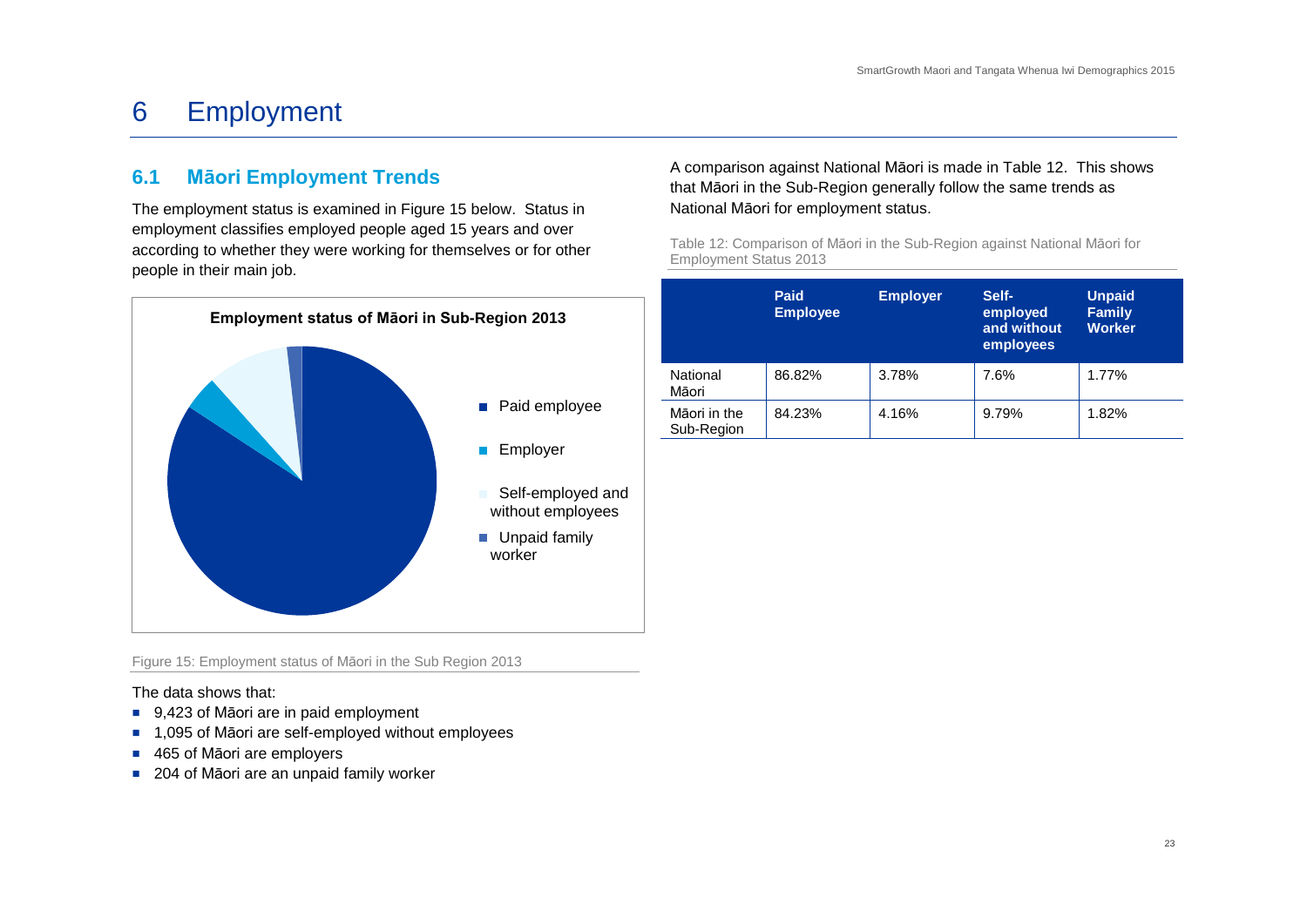# 6 Employment

## 6.1 Māori Employment Trends

The employment status is examined in Figure 15 below. Status in employment classifies employed people aged 15 years and over according to whether they were working for themselves or for other people in their main job.

**Employment status of Māori in Sub-Region 2013**

- Paid employee
- Employer
- Self-employed and without employees
- Unpaid family worker

Figure 15: Employment status of Māori in the Sub Region 2013

The data shows that:

- 9,423 of Māori are in paid employment
- 1,095 of Māori are self-employed without employees
- 465 of Māori are employers
- 204 of Māori are an unpaid family worker

A comparison against National Māori is made in Table 12. This shows that Māori in the Sub-Region generally follow the same trends as National Māori for employment status.

Table 12: Comparison of Māori in the Sub-Region against National Māori for Employment Status 2013

| | Paid Employee | Employer | Self-employed and without employees | Unpaid Family Worker |
|---|---|---|---|---|
| National Māori | 86.82% | 3.78% | 7.6% | 1.77% |
| Māori in the Sub-Region | 84.23% | 4.16% | 9.79% | 1.82% |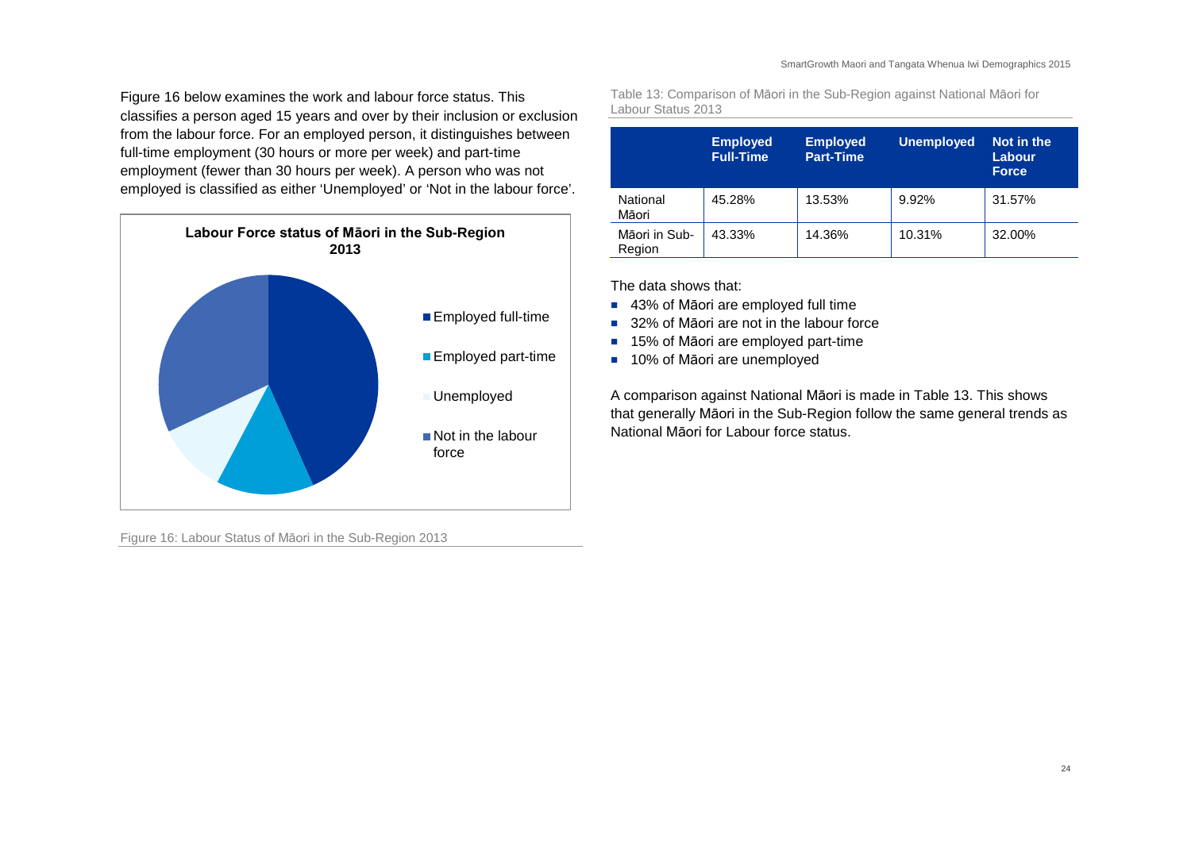Figure 16 below examines the work and labour force status. This classifies a person aged 15 years and over by their inclusion or exclusion from the labour force. For an employed person, it distinguishes between full-time employment (30 hours or more per week) and part-time employment (fewer than 30 hours per week). A person who was not employed is classified as either 'Unemployed' or 'Not in the labour force'.

**Labour Force status of Māori in the Sub-Region 2013**

- Employed full-time
- Employed part-time
- Unemployed
- Not in the labour force

Figure 16: Labour Status of Māori in the Sub-Region 2013

Table 13: Comparison of Māori in the Sub-Region against National Māori for Labour Status 2013

| | Employed Full-Time | Employed Part-Time | Unemployed | Not in the Labour Force |
|---|---|---|---|---|
| National Māori | 45.28% | 13.53% | 9.92% | 31.57% |
| Māori in Sub-Region | 43.33% | 14.36% | 10.31% | 32.00% |

The data shows that:

- 43% of Māori are employed full time
- 32% of Māori are not in the labour force
- 15% of Māori are employed part-time
- 10% of Māori are unemployed

A comparison against National Māori is made in Table 13. This shows that generally Māori in the Sub-Region follow the same general trends as National Māori for Labour force status.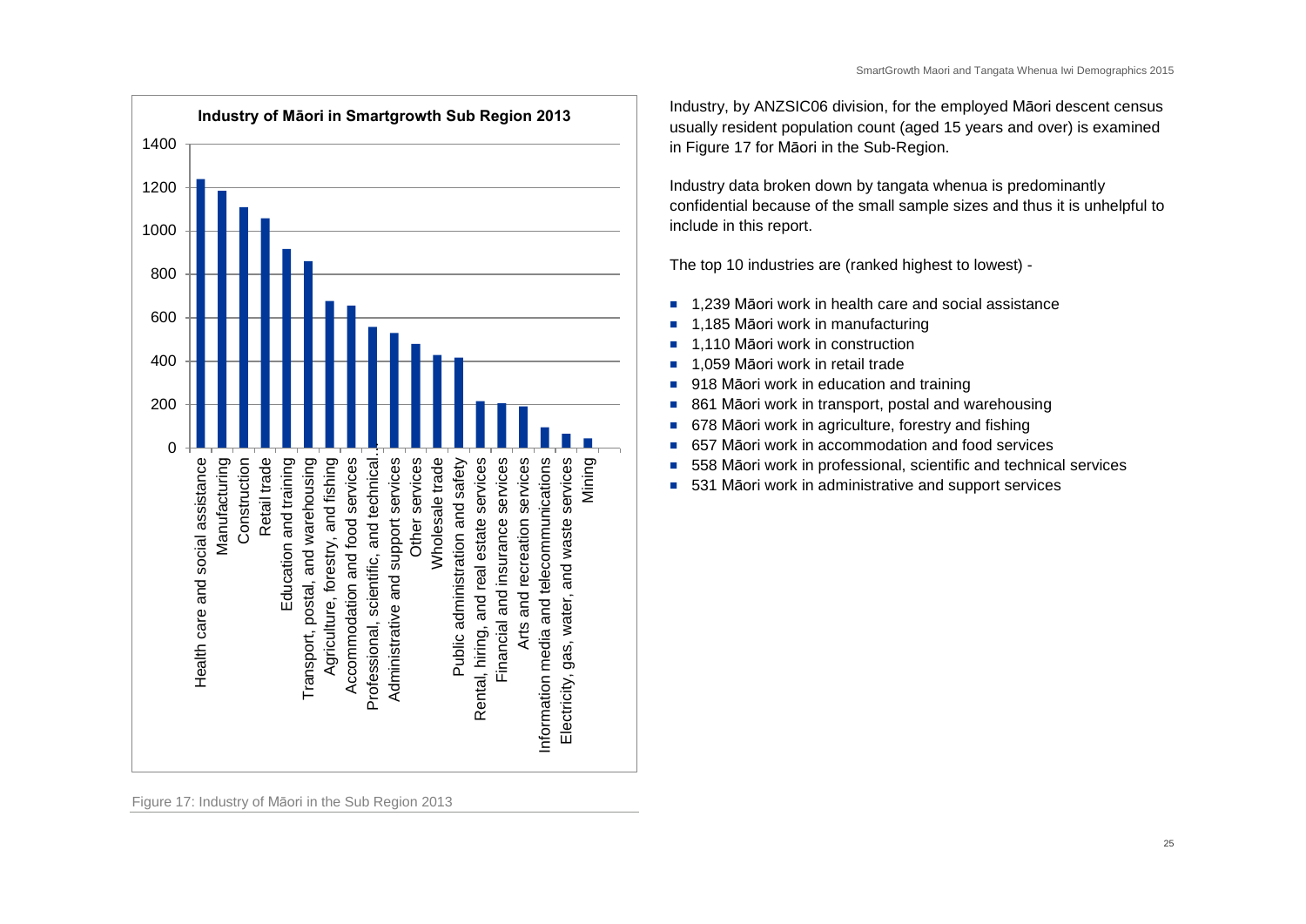Industry of Māori in Smartgrowth Sub Region 2013

Figure 17: Industry of Māori in the Sub Region 2013

Industry, by ANZSIC06 division, for the employed Māori descent census usually resident population count (aged 15 years and over) is examined in Figure 17 for Māori in the Sub-Region.

Industry data broken down by tangata whenua is predominantly confidential because of the small sample sizes and thus it is unhelpful to include in this report.

The top 10 industries are (ranked highest to lowest) -

- 1,239 Māori work in health care and social assistance
- 1,185 Māori work in manufacturing
- 1,110 Māori work in construction
- 1,059 Māori work in retail trade
- 918 Māori work in education and training
- 861 Māori work in transport, postal and warehousing
- 678 Māori work in agriculture, forestry and fishing
- 657 Māori work in accommodation and food services
- 558 Māori work in professional, scientific and technical services
- 531 Māori work in administrative and support services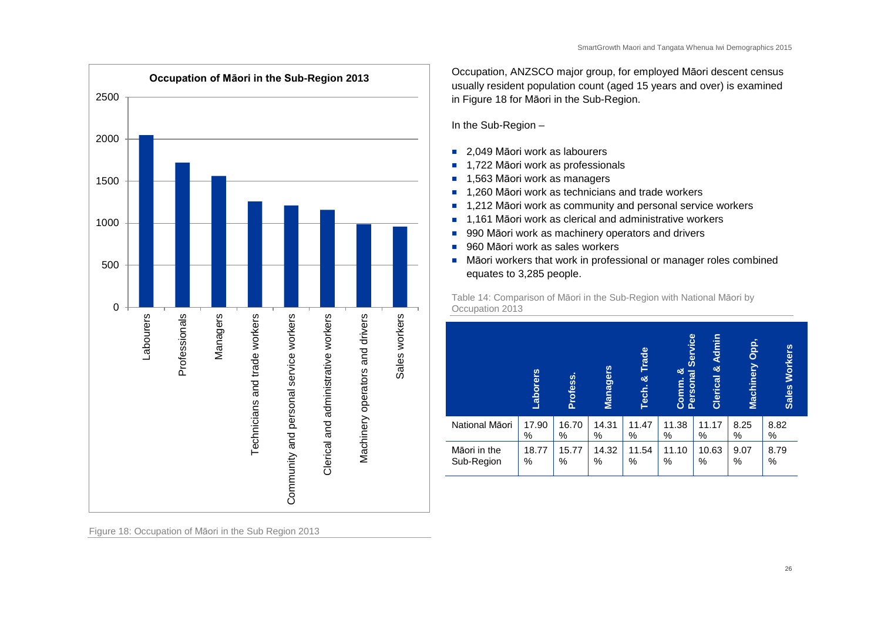**Occupation of Māori in the Sub-Region 2013**

| Occupation | Count |
|---|---|
| Labourers | 2049 |
| Professionals | 1722 |
| Managers | 1563 |
| Technicians and trade workers | 1260 |
| Community and personal service workers | 1212 |
| Clerical and administrative workers | 1161 |
| Machinery operators and drivers | 990 |
| Sales workers | 960 |

Figure 18: Occupation of Māori in the Sub Region 2013

Occupation, ANZSCO major group, for employed Māori descent census usually resident population count (aged 15 years and over) is examined in Figure 18 for Māori in the Sub-Region.

In the Sub-Region –

- 2,049 Māori work as labourers
- 1,722 Māori work as professionals
- 1,563 Māori work as managers
- 1,260 Māori work as technicians and trade workers
- 1,212 Māori work as community and personal service workers
- 1,161 Māori work as clerical and administrative workers
- 990 Māori work as machinery operators and drivers
- 960 Māori work as sales workers
- Māori workers that work in professional or manager roles combined equates to 3,285 people.

Table 14: Comparison of Māori in the Sub-Region with National Māori by Occupation 2013

| | Laborers | Profess. | Managers | Tech. & Trade | Comm. & Personal Service | Clerical & Admin | Machinery Opp, | Sales Workers |
|---|---|---|---|---|---|---|---|---|
| National Māori | 17.90 % | 16.70 % | 14.31 % | 11.47 % | 11.38 % | 11.17 % | 8.25 % | 8.82 % |
| Māori in the Sub-Region | 18.77 % | 15.77 % | 14.32 % | 11.54 % | 11.10 % | 10.63 % | 9.07 % | 8.79 % |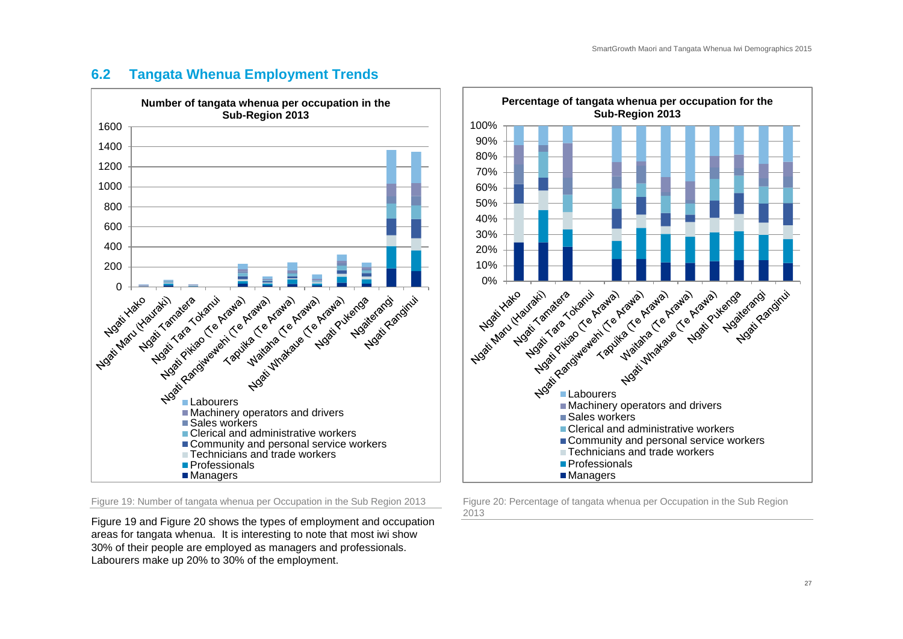## 6.2 Tangata Whenua Employment Trends

Figure 19: Number of tangata whenua per Occupation in the Sub Region 2013

Figure 20: Percentage of tangata whenua per Occupation in the Sub Region 2013

Figure 19 and Figure 20 shows the types of employment and occupation areas for tangata whenua. It is interesting to note that most iwi show 30% of their people are employed as managers and professionals. Labourers make up 20% to 30% of the employment.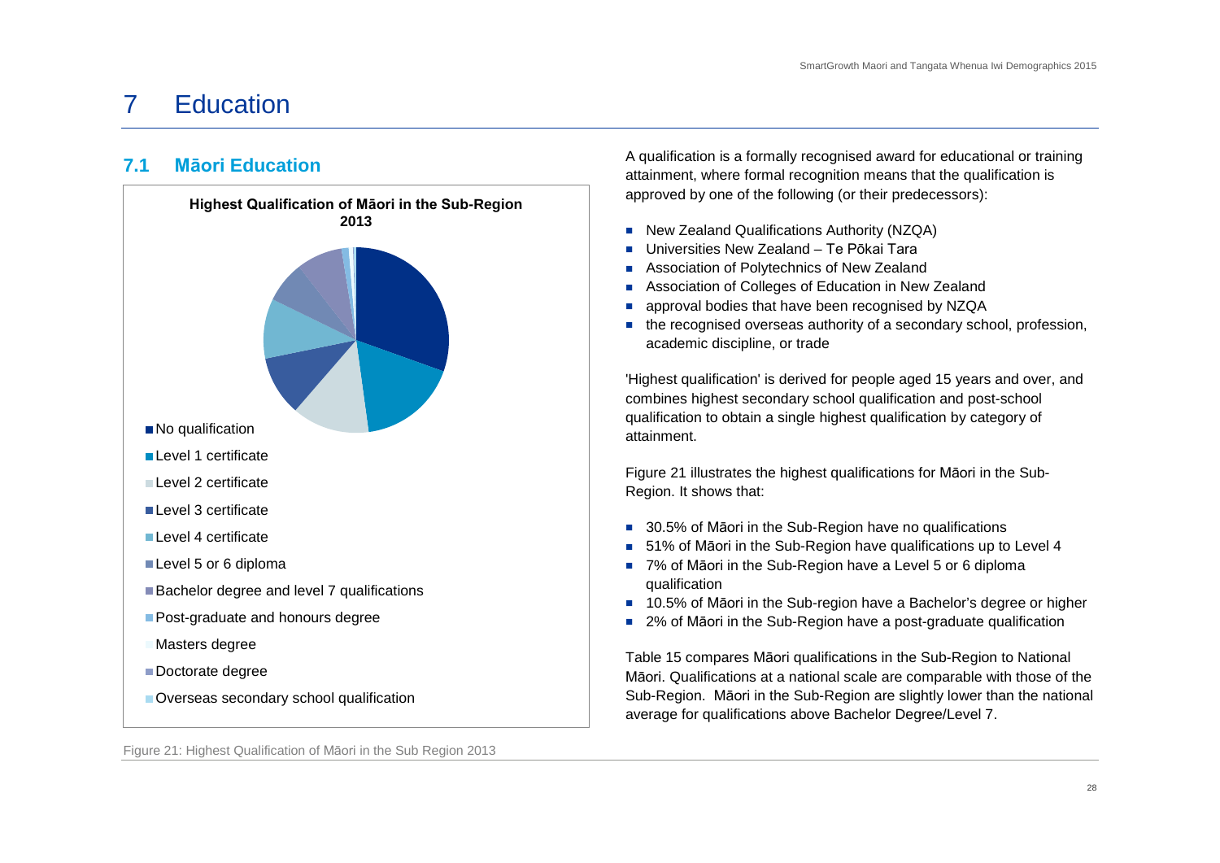# 7 Education

## 7.1 Māori Education

**Highest Qualification of Māori in the Sub-Region 2013**

- No qualification
- Level 1 certificate
- Level 2 certificate
- Level 3 certificate
- Level 4 certificate
- Level 5 or 6 diploma
- Bachelor degree and level 7 qualifications
- Post-graduate and honours degree
- Masters degree
- Doctorate degree
- Overseas secondary school qualification

Figure 21: Highest Qualification of Māori in the Sub Region 2013

A qualification is a formally recognised award for educational or training attainment, where formal recognition means that the qualification is approved by one of the following (or their predecessors):

- New Zealand Qualifications Authority (NZQA)
- Universities New Zealand – Te Pōkai Tara
- Association of Polytechnics of New Zealand
- Association of Colleges of Education in New Zealand
- approval bodies that have been recognised by NZQA
- the recognised overseas authority of a secondary school, profession, academic discipline, or trade

'Highest qualification' is derived for people aged 15 years and over, and combines highest secondary school qualification and post-school qualification to obtain a single highest qualification by category of attainment.

Figure 21 illustrates the highest qualifications for Māori in the Sub-Region. It shows that:

- 30.5% of Māori in the Sub-Region have no qualifications
- 51% of Māori in the Sub-Region have qualifications up to Level 4
- 7% of Māori in the Sub-Region have a Level 5 or 6 diploma qualification
- 10.5% of Māori in the Sub-region have a Bachelor's degree or higher
- 2% of Māori in the Sub-Region have a post-graduate qualification

Table 15 compares Māori qualifications in the Sub-Region to National Māori. Qualifications at a national scale are comparable with those of the Sub-Region. Māori in the Sub-Region are slightly lower than the national average for qualifications above Bachelor Degree/Level 7.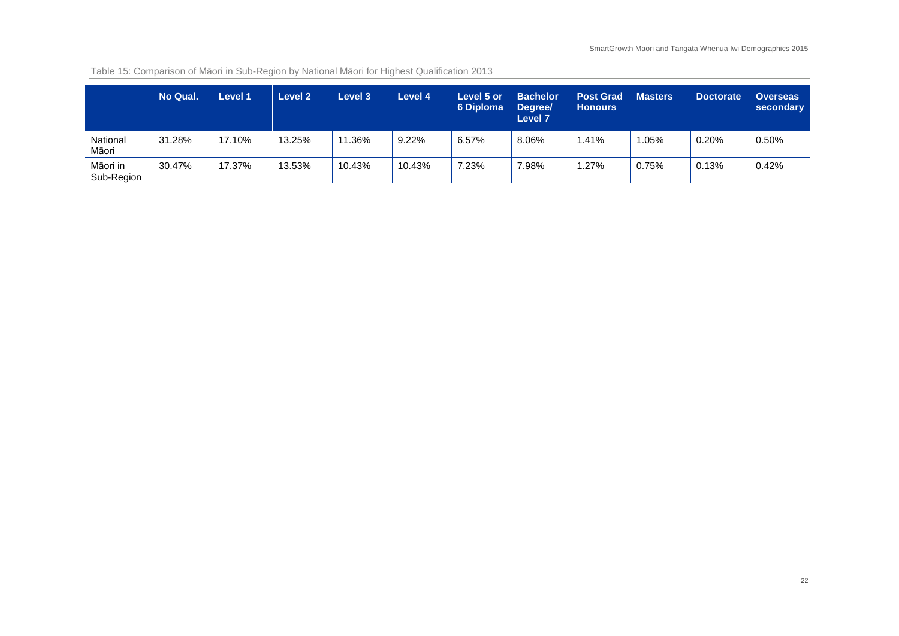Table 15: Comparison of Māori in Sub-Region by National Māori for Highest Qualification 2013

| | No Qual. | Level 1 | Level 2 | Level 3 | Level 4 | Level 5 or 6 Diploma | Bachelor Degree/ Level 7 | Post Grad Honours | Masters | Doctorate | Overseas secondary |
|---|---|---|---|---|---|---|---|---|---|---|---|
| National Māori | 31.28% | 17.10% | 13.25% | 11.36% | 9.22% | 6.57% | 8.06% | 1.41% | 1.05% | 0.20% | 0.50% |
| Māori in Sub-Region | 30.47% | 17.37% | 13.53% | 10.43% | 10.43% | 7.23% | 7.98% | 1.27% | 0.75% | 0.13% | 0.42% |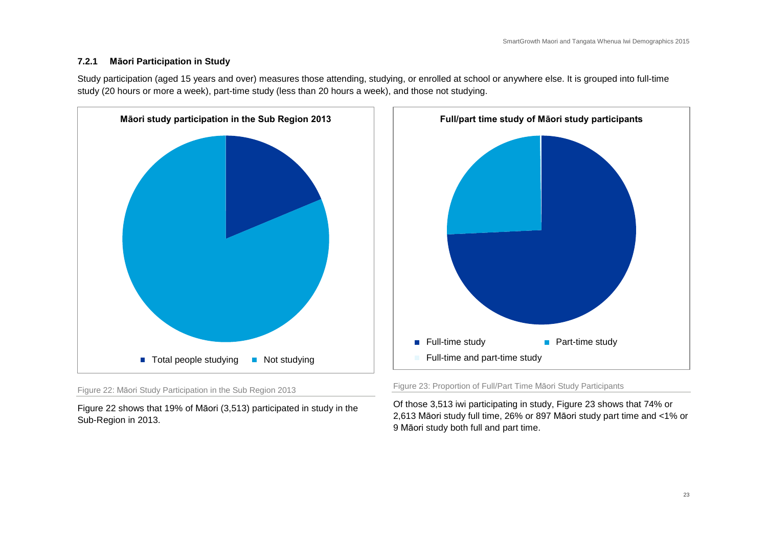### 7.2.1 Māori Participation in Study

Study participation (aged 15 years and over) measures those attending, studying, or enrolled at school or anywhere else. It is grouped into full-time study (20 hours or more a week), part-time study (less than 20 hours a week), and those not studying.

**Māori study participation in the Sub Region 2013**

Total people studying | Not studying

Figure 22: Māori Study Participation in the Sub Region 2013

Figure 22 shows that 19% of Māori (3,513) participated in study in the Sub-Region in 2013.

**Full/part time study of Māori study participants**

Full-time study | Part-time study | Full-time and part-time study

Figure 23: Proportion of Full/Part Time Māori Study Participants

Of those 3,513 iwi participating in study, Figure 23 shows that 74% or 2,613 Māori study full time, 26% or 897 Māori study part time and <1% or 9 Māori study both full and part time.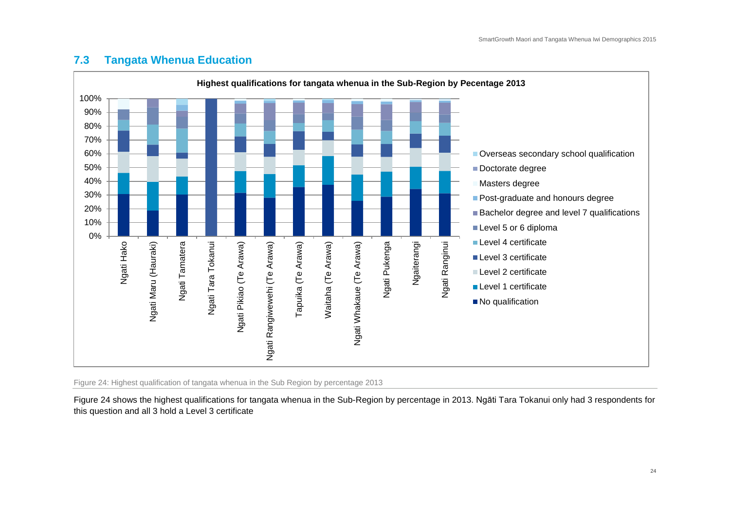## 7.3 Tangata Whenua Education

Figure 24: Highest qualification of tangata whenua in the Sub Region by percentage 2013

Figure 24 shows the highest qualifications for tangata whenua in the Sub-Region by percentage in 2013. Ngāti Tara Tokanui only had 3 respondents for this question and all 3 hold a Level 3 certificate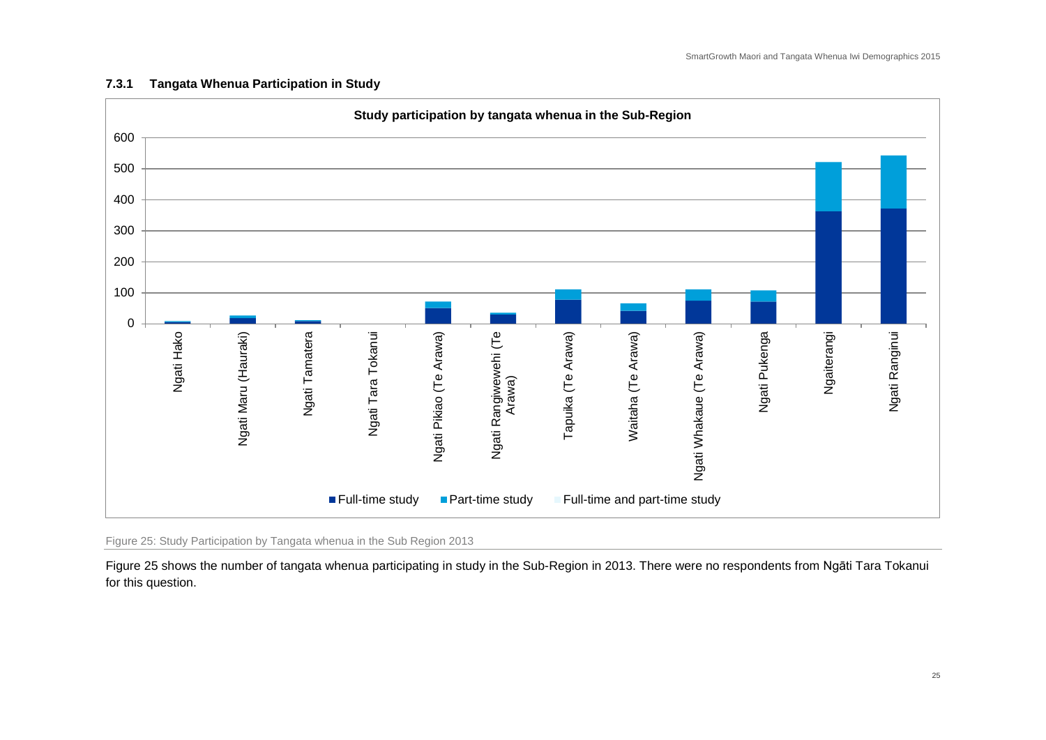### 7.3.1 Tangata Whenua Participation in Study

Figure 25: Study Participation by Tangata whenua in the Sub Region 2013

Figure 25 shows the number of tangata whenua participating in study in the Sub-Region in 2013. There were no respondents from Ngāti Tara Tokanui for this question.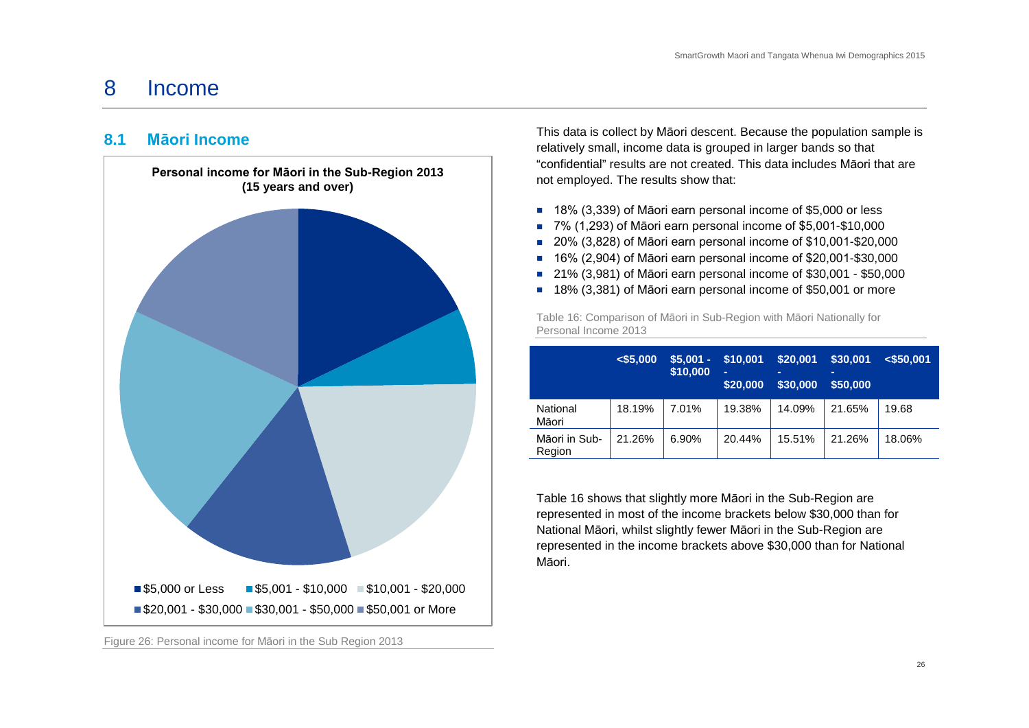# 8 Income

## 8.1 Māori Income

**Personal income for Māori in the Sub-Region 2013 (15 years and over)**

■ $5,000 or Less ■ $5,001 - $10,000 ■ $10,001 - $20,000 ■ $20,001 - $30,000 ■ $30,001 - $50,000 ■ $50,001 or More

Figure 26: Personal income for Māori in the Sub Region 2013

This data is collect by Māori descent. Because the population sample is relatively small, income data is grouped in larger bands so that "confidential" results are not created. This data includes Māori that are not employed. The results show that:

- 18% (3,339) of Māori earn personal income of $5,000 or less
- 7% (1,293) of Māori earn personal income of $5,001-$10,000
- 20% (3,828) of Māori earn personal income of $10,001-$20,000
- 16% (2,904) of Māori earn personal income of $20,001-$30,000
- 21% (3,981) of Māori earn personal income of $30,001 - $50,000
- 18% (3,381) of Māori earn personal income of $50,001 or more

Table 16: Comparison of Māori in Sub-Region with Māori Nationally for Personal Income 2013

| | <$5,000 | $5,001 - $10,000 | $10,001 - $20,000 | $20,001 - $30,000 | $30,001 - $50,000 | <$50,001 |
|---|---|---|---|---|---|---|
| National Māori | 18.19% | 7.01% | 19.38% | 14.09% | 21.65% | 19.68 |
| Māori in Sub-Region | 21.26% | 6.90% | 20.44% | 15.51% | 21.26% | 18.06% |

Table 16 shows that slightly more Māori in the Sub-Region are represented in most of the income brackets below $30,000 than for National Māori, whilst slightly fewer Māori in the Sub-Region are represented in the income brackets above $30,000 than for National Māori.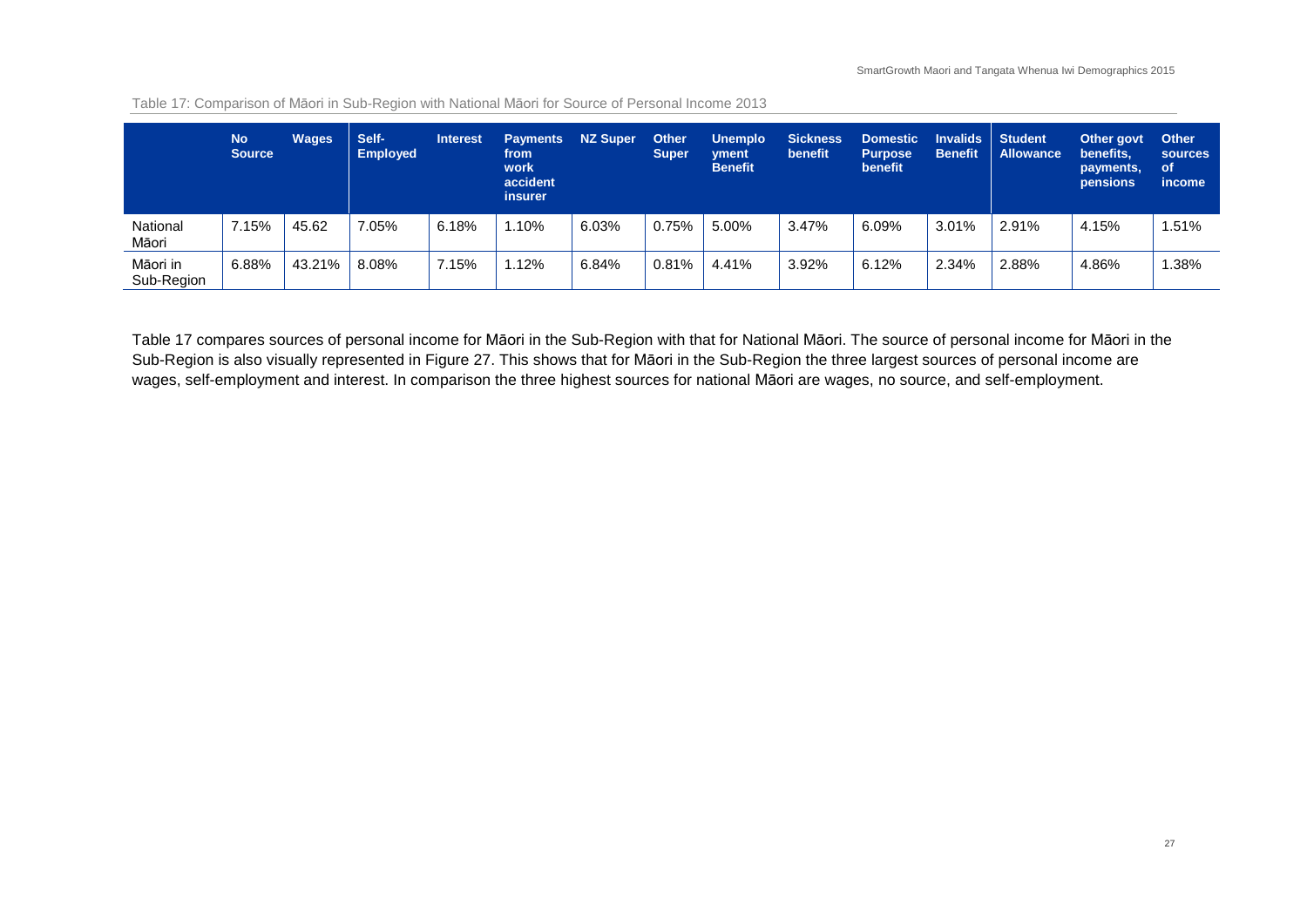Table 17: Comparison of Māori in Sub-Region with National Māori for Source of Personal Income 2013

| | No Source | Wages | Self-Employed | Interest | Payments from work accident insurer | NZ Super | Other Super | Unemployment Benefit | Sickness benefit | Domestic Purpose benefit | Invalids Benefit | Student Allowance | Other govt benefits, payments, pensions | Other sources of income |
|---|---|---|---|---|---|---|---|---|---|---|---|---|---|---|
| National Māori | 7.15% | 45.62 | 7.05% | 6.18% | 1.10% | 6.03% | 0.75% | 5.00% | 3.47% | 6.09% | 3.01% | 2.91% | 4.15% | 1.51% |
| Māori in Sub-Region | 6.88% | 43.21% | 8.08% | 7.15% | 1.12% | 6.84% | 0.81% | 4.41% | 3.92% | 6.12% | 2.34% | 2.88% | 4.86% | 1.38% |

Table 17 compares sources of personal income for Māori in the Sub-Region with that for National Māori. The source of personal income for Māori in the Sub-Region is also visually represented in Figure 27. This shows that for Māori in the Sub-Region the three largest sources of personal income are wages, self-employment and interest. In comparison the three highest sources for national Māori are wages, no source, and self-employment.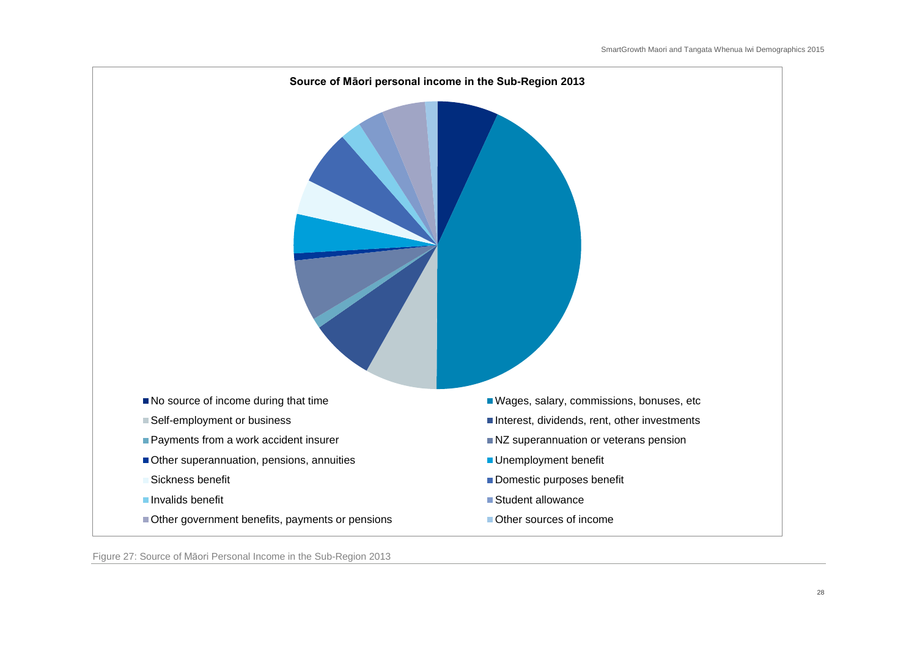**Source of Māori personal income in the Sub-Region 2013**

- No source of income during that time
- Wages, salary, commissions, bonuses, etc
- Self-employment or business
- Interest, dividends, rent, other investments
- Payments from a work accident insurer
- NZ superannuation or veterans pension
- Other superannuation, pensions, annuities
- Unemployment benefit
- Sickness benefit
- Domestic purposes benefit
- Invalids benefit
- Student allowance
- Other government benefits, payments or pensions
- Other sources of income

Figure 27: Source of Māori Personal Income in the Sub-Region 2013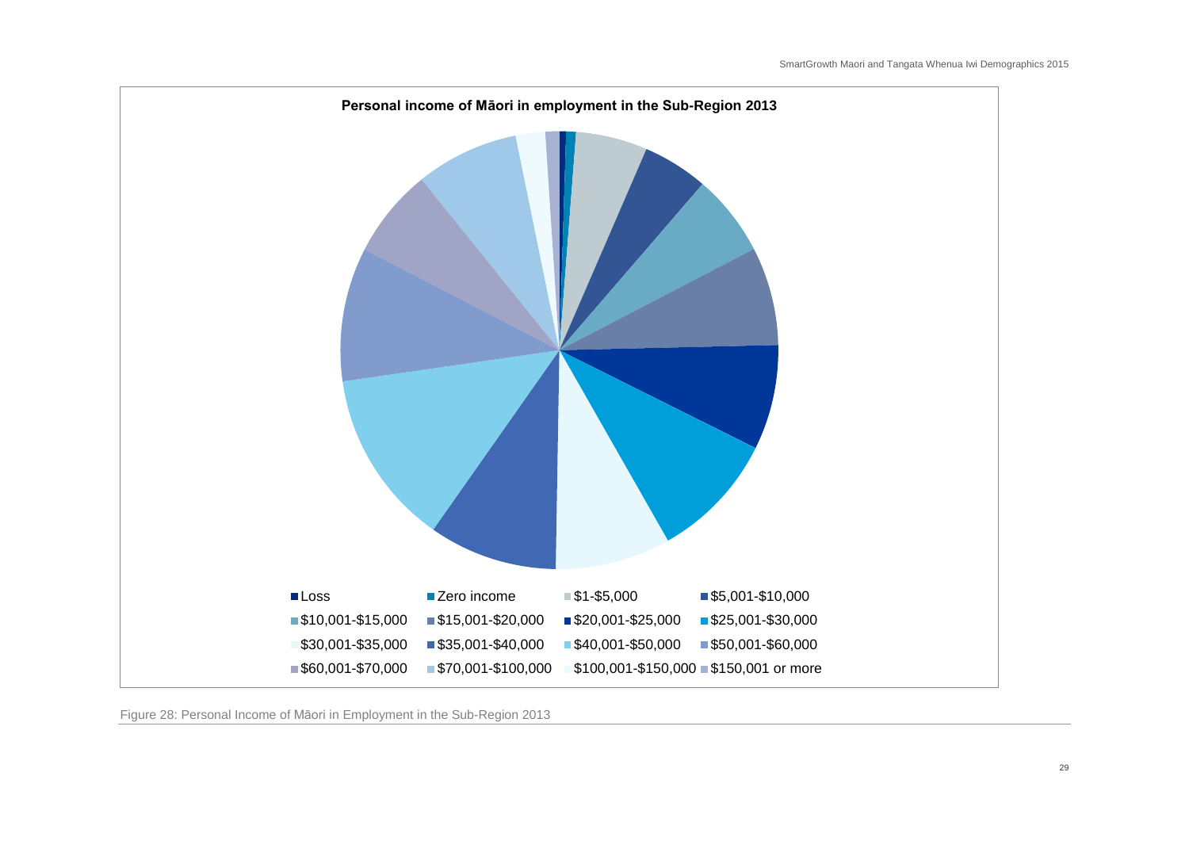**Personal income of Māori in employment in the Sub-Region 2013**

Loss | Zero income | $1-$5,000 | $5,001-$10,000 | $10,001-$15,000 | $15,001-$20,000 | $20,001-$25,000 | $25,001-$30,000 | $30,001-$35,000 | $35,001-$40,000 | $40,001-$50,000 | $50,001-$60,000 | $60,001-$70,000 | $70,001-$100,000 | $100,001-$150,000 | $150,001 or more

Figure 28: Personal Income of Māori in Employment in the Sub-Region 2013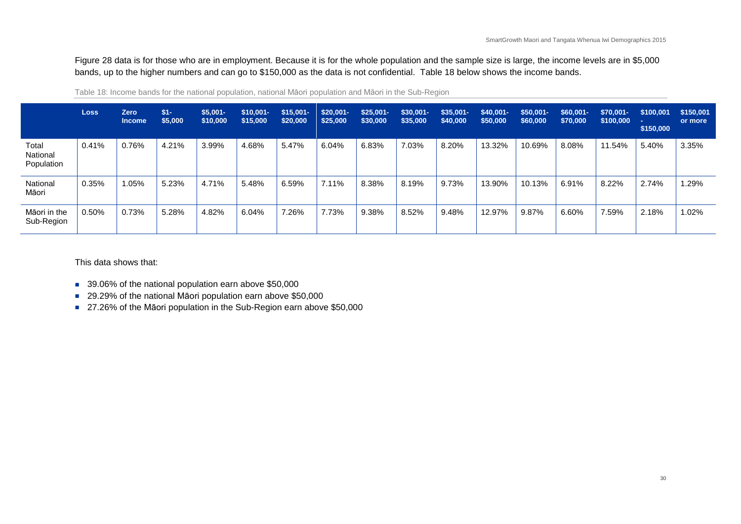Figure 28 data is for those who are in employment. Because it is for the whole population and the sample size is large, the income levels are in $5,000 bands, up to the higher numbers and can go to $150,000 as the data is not confidential. Table 18 below shows the income bands.

Table 18: Income bands for the national population, national Māori population and Māori in the Sub-Region

| | Loss | Zero Income | $1-$5,000 | $5,001-$10,000 | $10,001-$15,000 | $15,001-$20,000 | $20,001-$25,000 | $25,001-$30,000 | $30,001-$35,000 | $35,001-$40,000 | $40,001-$50,000 | $50,001-$60,000 | $60,001-$70,000 | $70,001-$100,000 | $100,001 - $150,000 | $150,001 or more |
|---|---|---|---|---|---|---|---|---|---|---|---|---|---|---|---|---|
| Total National Population | 0.41% | 0.76% | 4.21% | 3.99% | 4.68% | 5.47% | 6.04% | 6.83% | 7.03% | 8.20% | 13.32% | 10.69% | 8.08% | 11.54% | 5.40% | 3.35% |
| National Māori | 0.35% | 1.05% | 5.23% | 4.71% | 5.48% | 6.59% | 7.11% | 8.38% | 8.19% | 9.73% | 13.90% | 10.13% | 6.91% | 8.22% | 2.74% | 1.29% |
| Māori in the Sub-Region | 0.50% | 0.73% | 5.28% | 4.82% | 6.04% | 7.26% | 7.73% | 9.38% | 8.52% | 9.48% | 12.97% | 9.87% | 6.60% | 7.59% | 2.18% | 1.02% |

This data shows that:

- 39.06% of the national population earn above $50,000
- 29.29% of the national Māori population earn above $50,000
- 27.26% of the Māori population in the Sub-Region earn above $50,000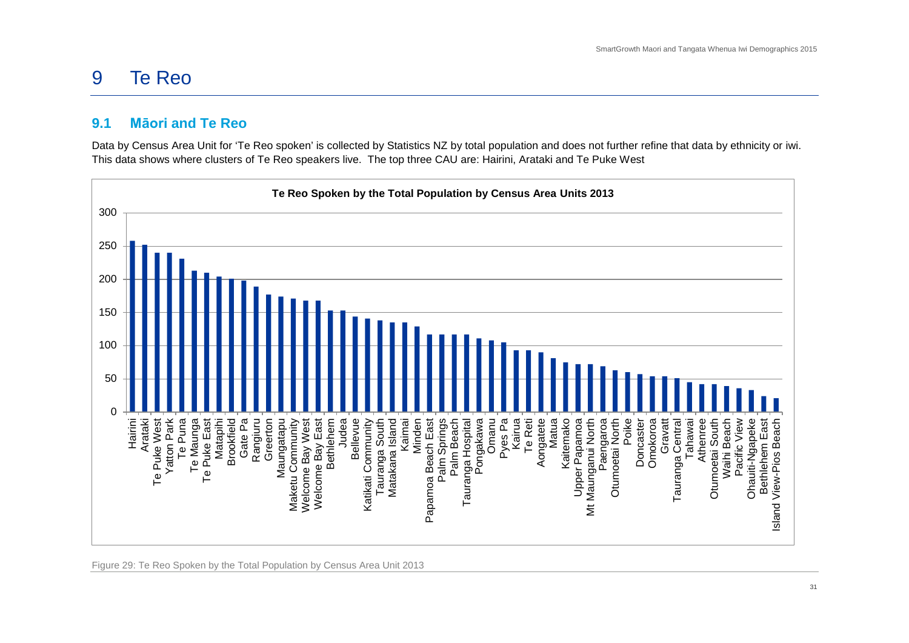# 9 Te Reo

## 9.1 Māori and Te Reo

Data by Census Area Unit for 'Te Reo spoken' is collected by Statistics NZ by total population and does not further refine that data by ethnicity or iwi. This data shows where clusters of Te Reo speakers live. The top three CAU are: Hairini, Arataki and Te Puke West

**Te Reo Spoken by the Total Population by Census Area Units 2013**

Figure 29: Te Reo Spoken by the Total Population by Census Area Unit 2013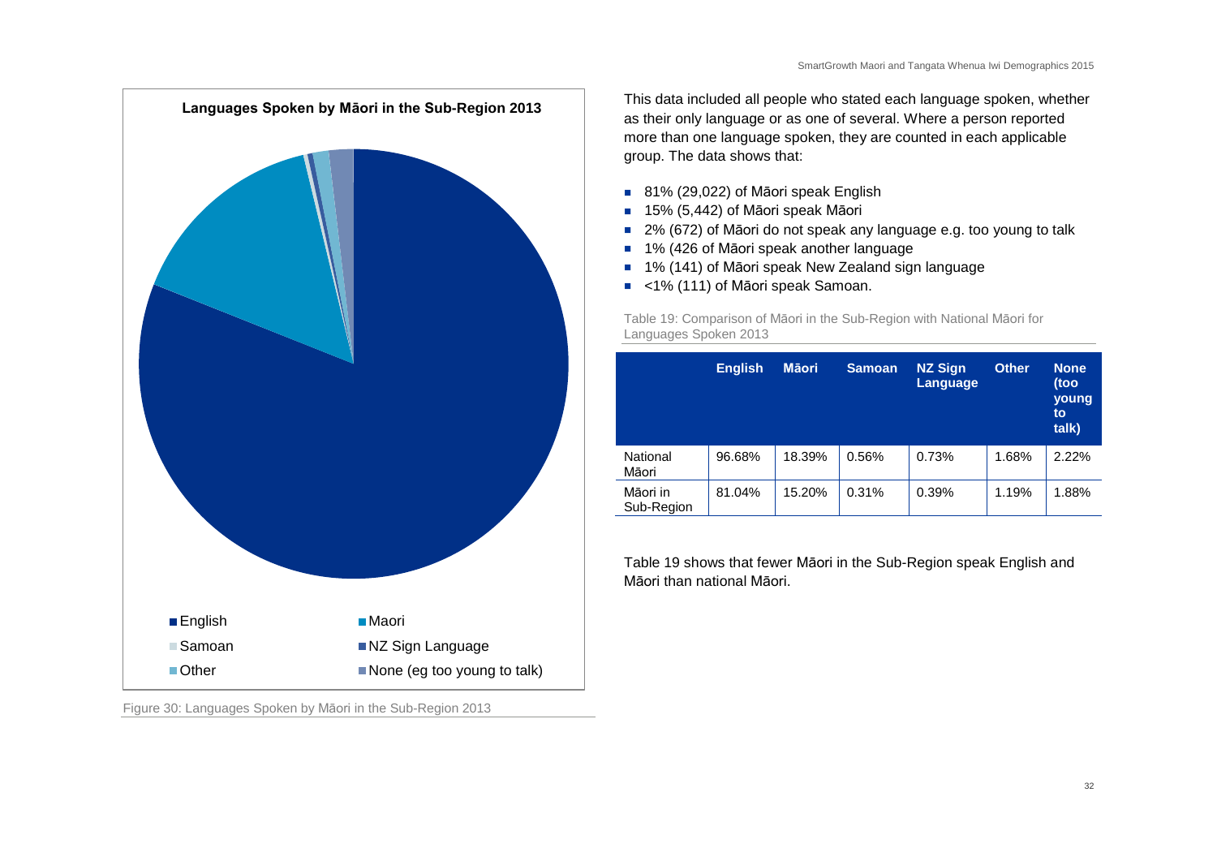**Languages Spoken by Māori in the Sub-Region 2013**

- English
- Maori
- Samoan
- NZ Sign Language
- Other
- None (eg too young to talk)

Figure 30: Languages Spoken by Māori in the Sub-Region 2013

This data included all people who stated each language spoken, whether as their only language or as one of several. Where a person reported more than one language spoken, they are counted in each applicable group. The data shows that:

- 81% (29,022) of Māori speak English
- 15% (5,442) of Māori speak Māori
- 2% (672) of Māori do not speak any language e.g. too young to talk
- 1% (426 of Māori speak another language
- 1% (141) of Māori speak New Zealand sign language
- <1% (111) of Māori speak Samoan.

Table 19: Comparison of Māori in the Sub-Region with National Māori for Languages Spoken 2013

| | English | Māori | Samoan | NZ Sign Language | Other | None (too young to talk) |
|---|---|---|---|---|---|---|
| National Māori | 96.68% | 18.39% | 0.56% | 0.73% | 1.68% | 2.22% |
| Māori in Sub-Region | 81.04% | 15.20% | 0.31% | 0.39% | 1.19% | 1.88% |

Table 19 shows that fewer Māori in the Sub-Region speak English and Māori than national Māori.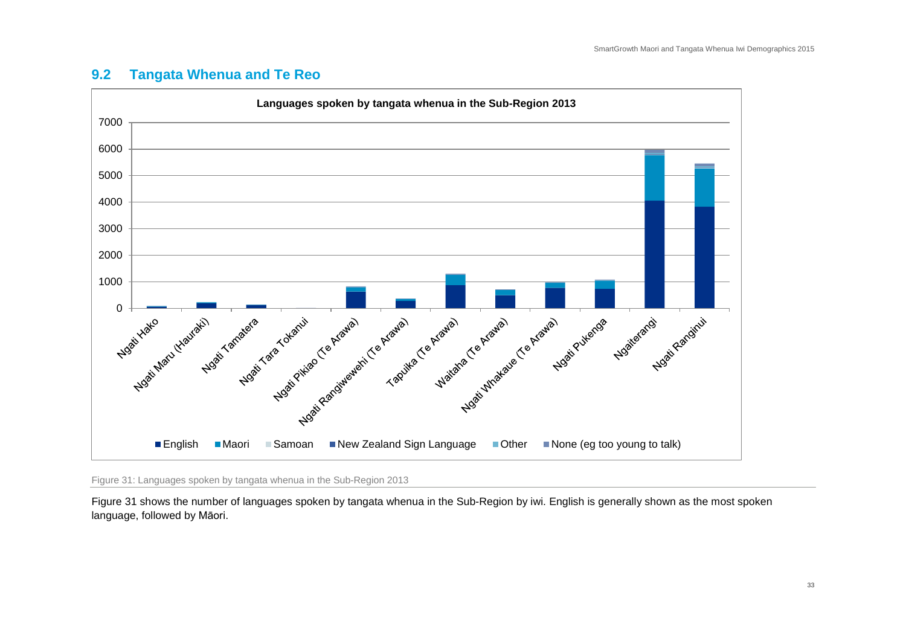## 9.2 Tangata Whenua and Te Reo

Figure 31: Languages spoken by tangata whenua in the Sub-Region 2013

Figure 31 shows the number of languages spoken by tangata whenua in the Sub-Region by iwi. English is generally shown as the most spoken language, followed by Māori.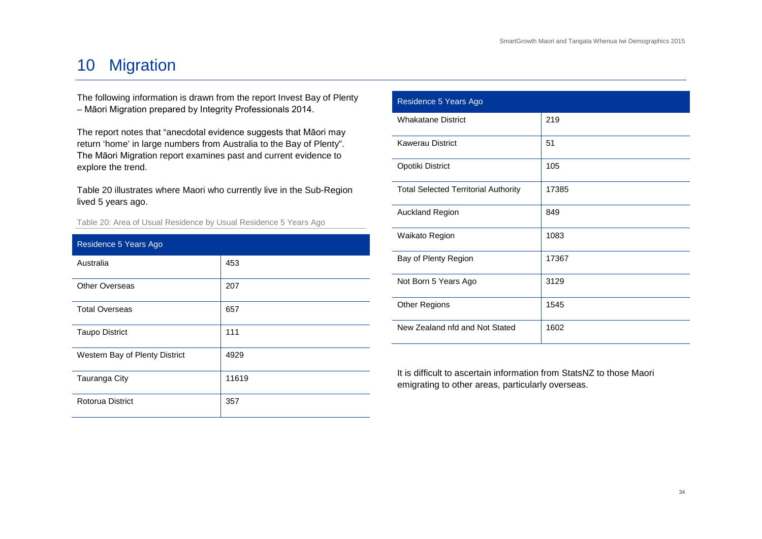# 10 Migration

The following information is drawn from the report Invest Bay of Plenty – Māori Migration prepared by Integrity Professionals 2014.

The report notes that “anecdotal evidence suggests that Māori may return ‘home’ in large numbers from Australia to the Bay of Plenty”. The Māori Migration report examines past and current evidence to explore the trend.

Table 20 illustrates where Maori who currently live in the Sub-Region lived 5 years ago.

Table 20: Area of Usual Residence by Usual Residence 5 Years Ago

| Residence 5 Years Ago | |
|---|---|
| Australia | 453 |
| Other Overseas | 207 |
| Total Overseas | 657 |
| Taupo District | 111 |
| Western Bay of Plenty District | 4929 |
| Tauranga City | 11619 |
| Rotorua District | 357 |
| Whakatane District | 219 |
| Kawerau District | 51 |
| Opotiki District | 105 |
| Total Selected Territorial Authority | 17385 |
| Auckland Region | 849 |
| Waikato Region | 1083 |
| Bay of Plenty Region | 17367 |
| Not Born 5 Years Ago | 3129 |
| Other Regions | 1545 |
| New Zealand nfd and Not Stated | 1602 |

It is difficult to ascertain information from StatsNZ to those Maori emigrating to other areas, particularly overseas.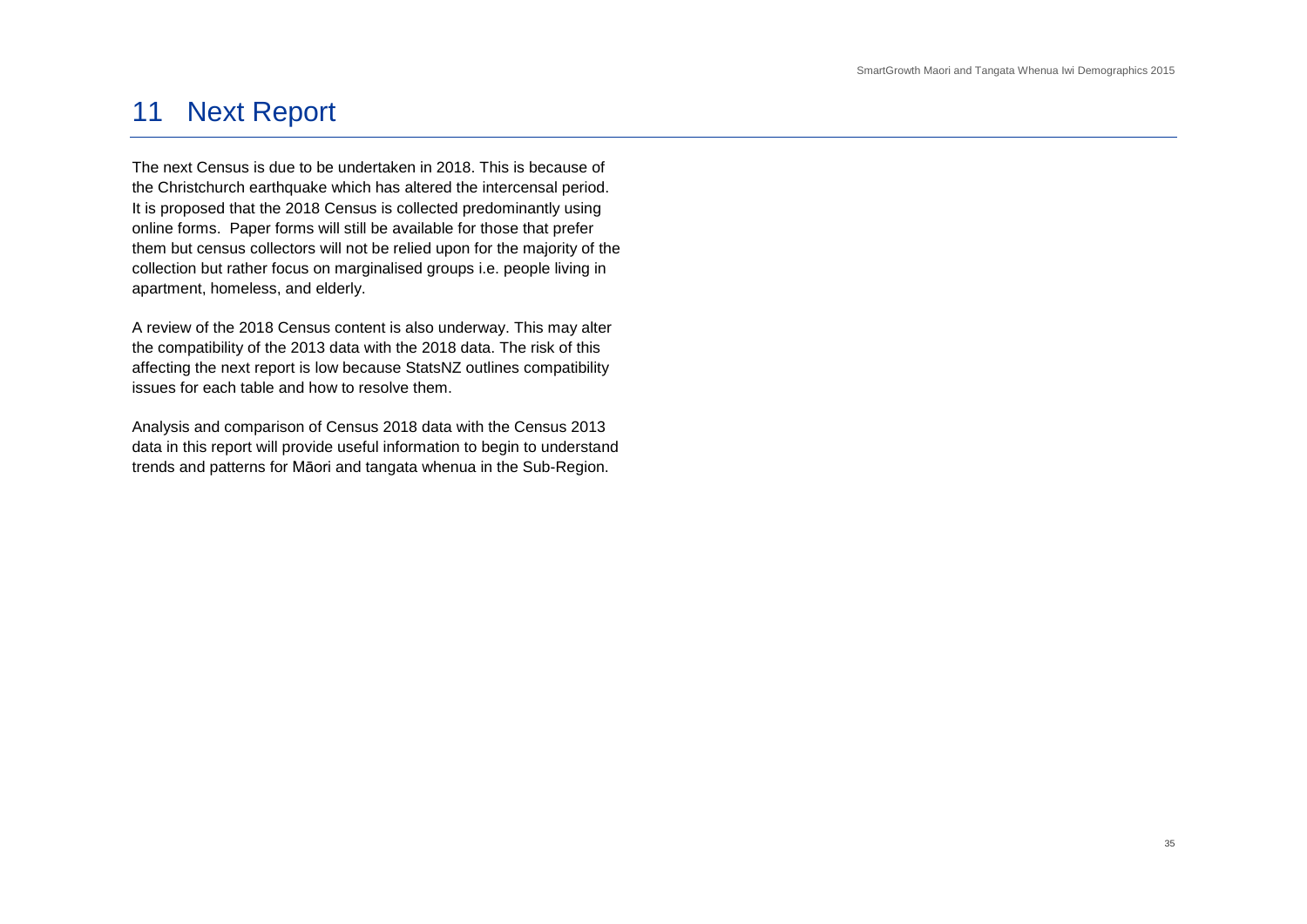# 11 Next Report

The next Census is due to be undertaken in 2018. This is because of the Christchurch earthquake which has altered the intercensal period. It is proposed that the 2018 Census is collected predominantly using online forms. Paper forms will still be available for those that prefer them but census collectors will not be relied upon for the majority of the collection but rather focus on marginalised groups i.e. people living in apartment, homeless, and elderly.

A review of the 2018 Census content is also underway. This may alter the compatibility of the 2013 data with the 2018 data. The risk of this affecting the next report is low because StatsNZ outlines compatibility issues for each table and how to resolve them.

Analysis and comparison of Census 2018 data with the Census 2013 data in this report will provide useful information to begin to understand trends and patterns for Māori and tangata whenua in the Sub-Region.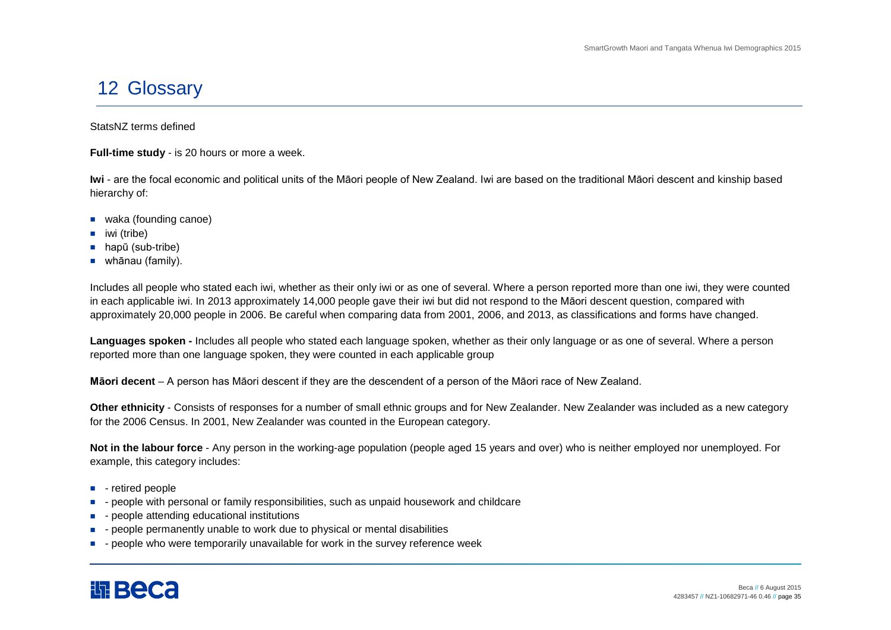# 12 Glossary

StatsNZ terms defined

**Full-time study** - is 20 hours or more a week.

**Iwi** - are the focal economic and political units of the Māori people of New Zealand. Iwi are based on the traditional Māori descent and kinship based hierarchy of:

- waka (founding canoe)
- iwi (tribe)
- hapū (sub-tribe)
- whānau (family).

Includes all people who stated each iwi, whether as their only iwi or as one of several. Where a person reported more than one iwi, they were counted in each applicable iwi. In 2013 approximately 14,000 people gave their iwi but did not respond to the Māori descent question, compared with approximately 20,000 people in 2006. Be careful when comparing data from 2001, 2006, and 2013, as classifications and forms have changed.

**Languages spoken -** Includes all people who stated each language spoken, whether as their only language or as one of several. Where a person reported more than one language spoken, they were counted in each applicable group

**Māori decent** – A person has Māori descent if they are the descendent of a person of the Māori race of New Zealand.

**Other ethnicity** - Consists of responses for a number of small ethnic groups and for New Zealander. New Zealander was included as a new category for the 2006 Census. In 2001, New Zealander was counted in the European category.

**Not in the labour force** - Any person in the working-age population (people aged 15 years and over) who is neither employed nor unemployed. For example, this category includes:

- - retired people
- - people with personal or family responsibilities, such as unpaid housework and childcare
- - people attending educational institutions
- - people permanently unable to work due to physical or mental disabilities
- - people who were temporarily unavailable for work in the survey reference week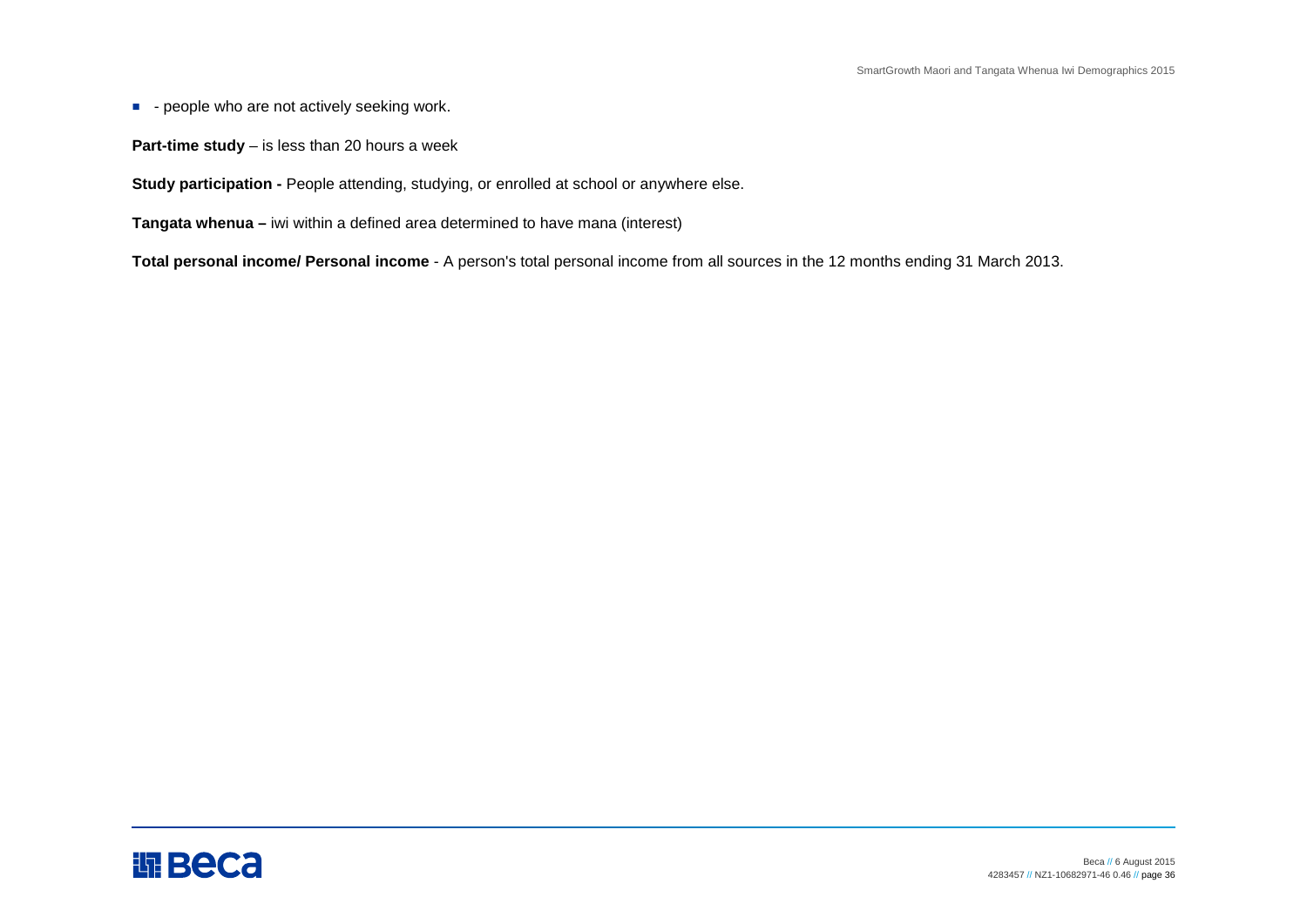- - people who are not actively seeking work.

**Part-time study** – is less than 20 hours a week

**Study participation -** People attending, studying, or enrolled at school or anywhere else.

**Tangata whenua –** iwi within a defined area determined to have mana (interest)

**Total personal income/ Personal income** - A person's total personal income from all sources in the 12 months ending 31 March 2013.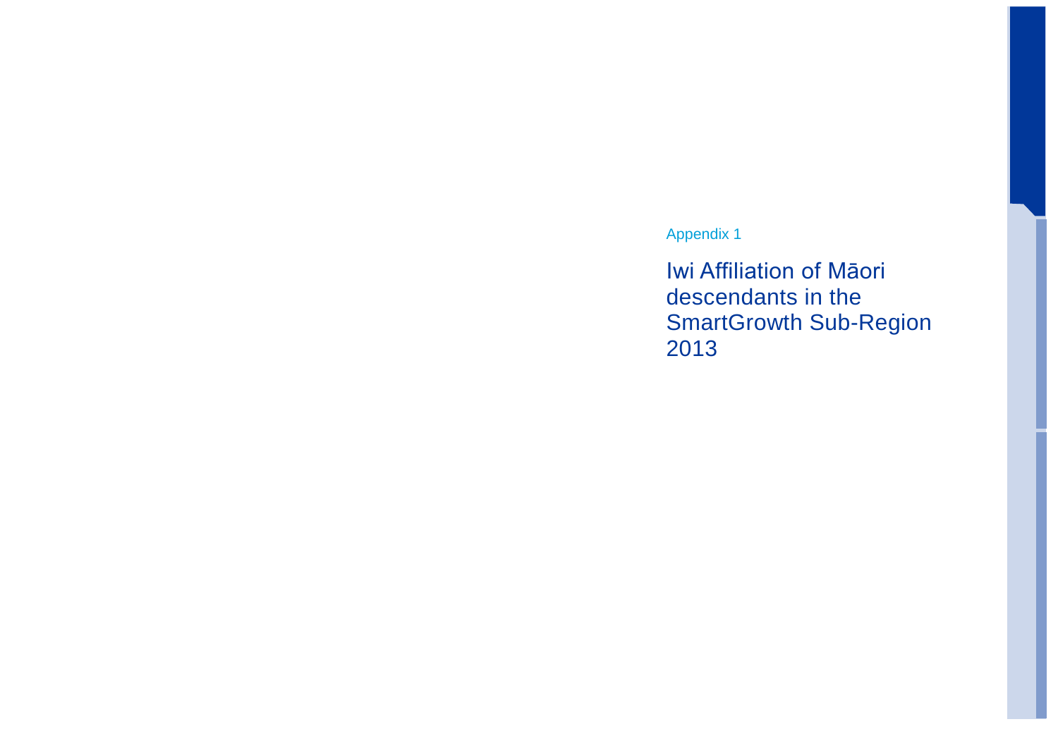Appendix 1

# Iwi Affiliation of Māori descendants in the SmartGrowth Sub-Region 2013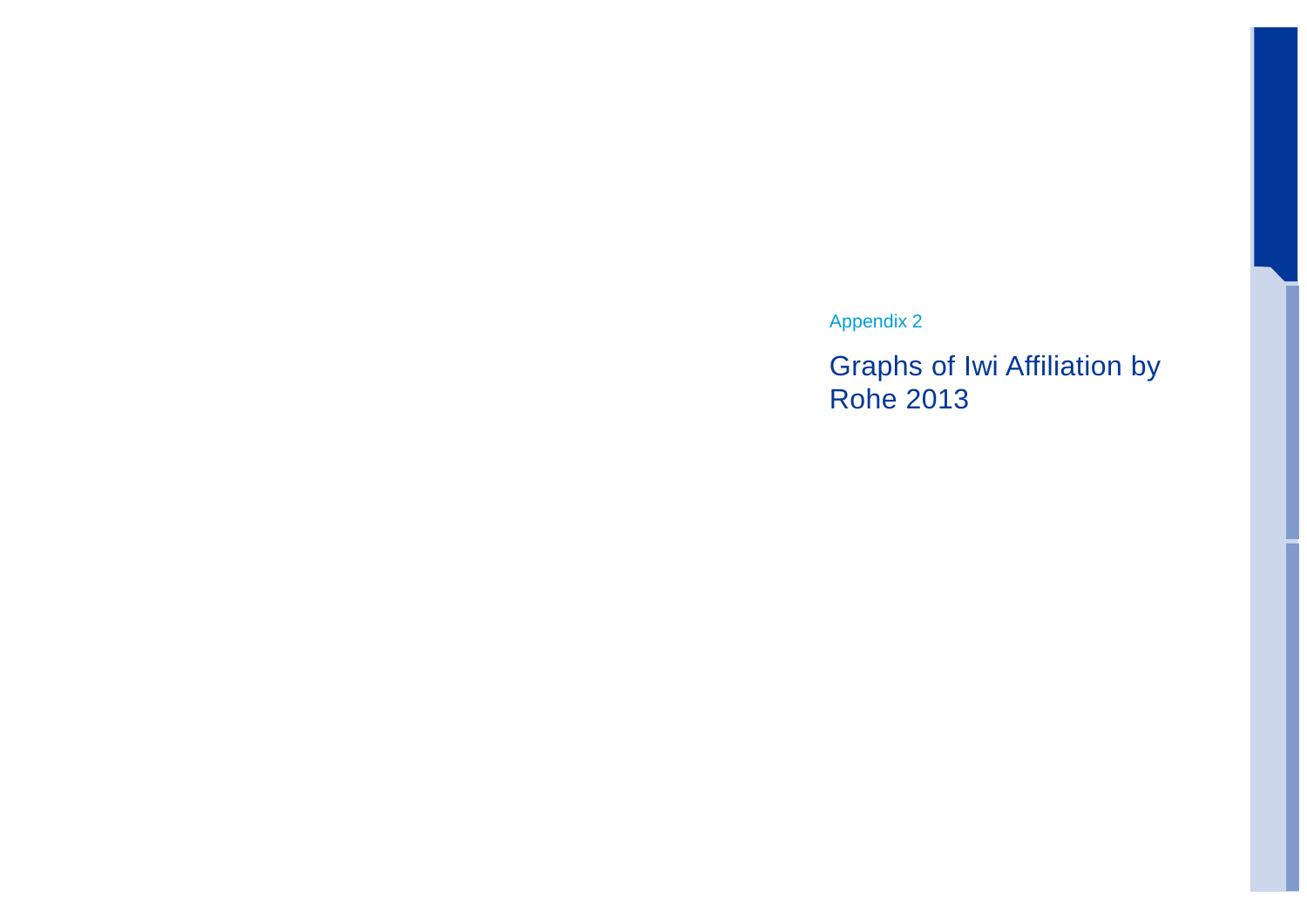Appendix 2

# Graphs of Iwi Affiliation by Rohe 2013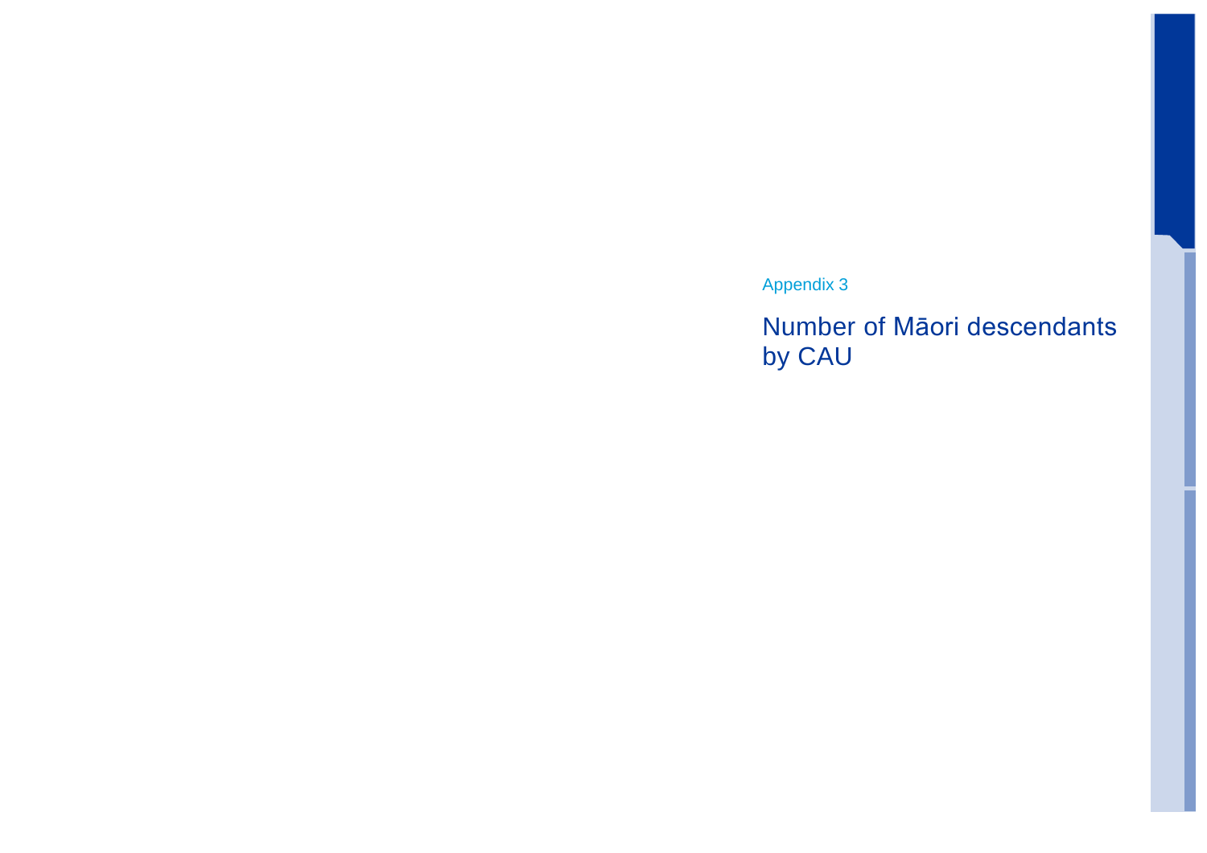Appendix 3

# Number of Māori descendants by CAU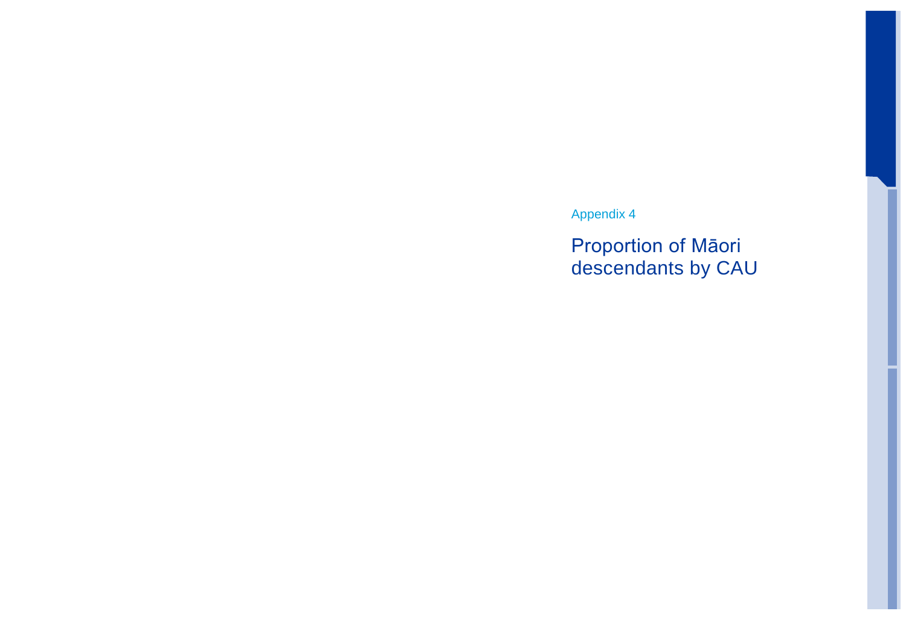Appendix 4

# Proportion of Māori descendants by CAU